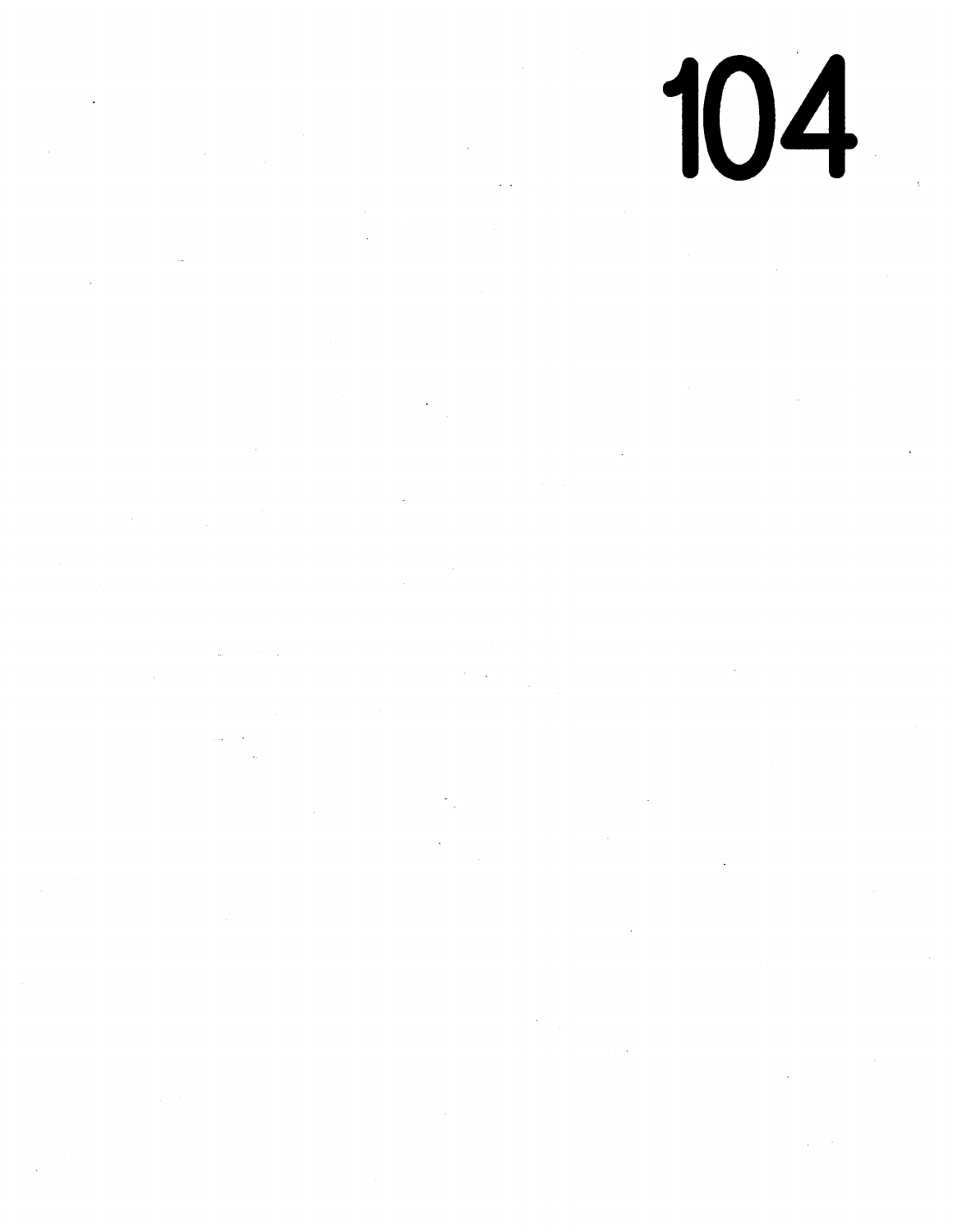104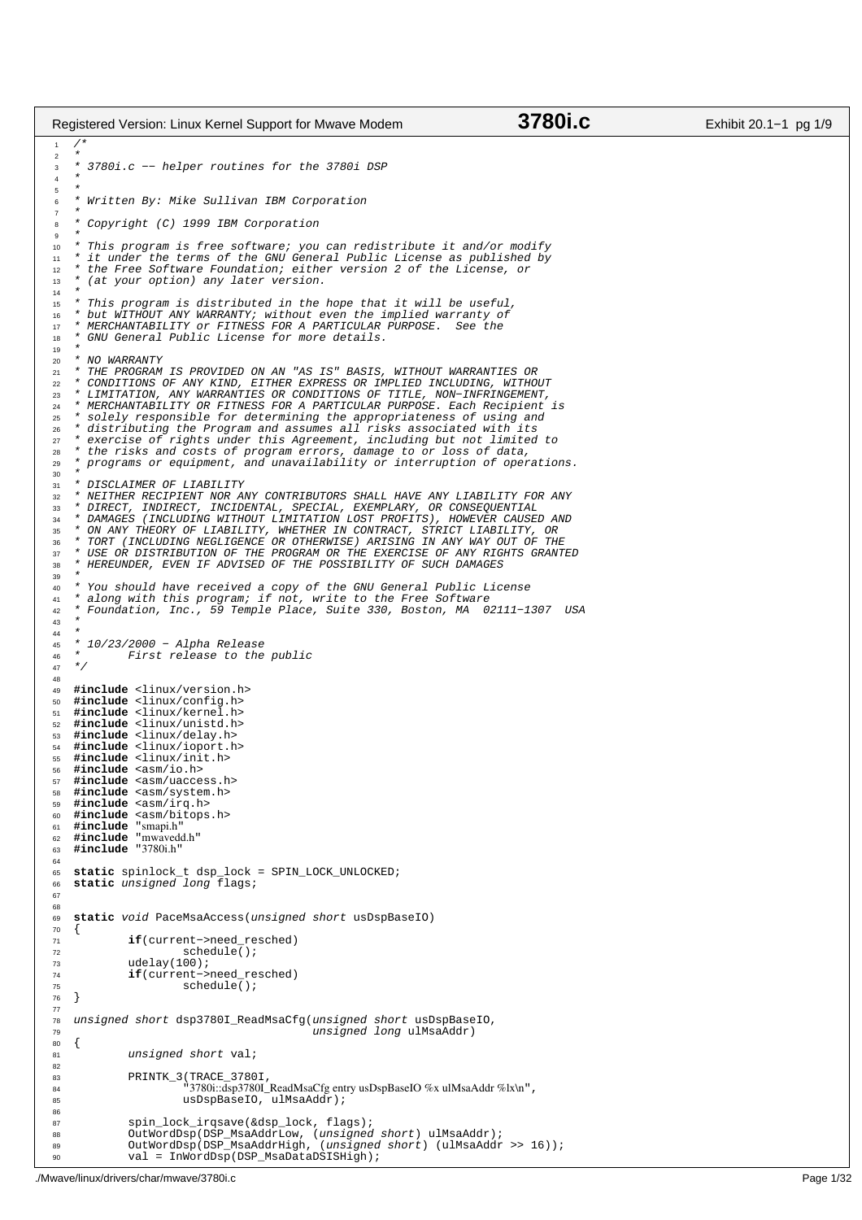```c
/*
 *
 * 3780i.c -- helper routines for the 3780i DSP
 *
 *
 * Written By: Mike Sullivan IBM Corporation
 *
 * Copyright (C) 1999 IBM Corporation
 *
 * This program is free software; you can redistribute it and/or modify
 * it under the terms of the GNU General Public License as published by
 * the Free Software Foundation; either version 2 of the License, or
 * (at your option) any later version.
 *
 * This program is distributed in the hope that it will be useful,
 * but WITHOUT ANY WARRANTY; without even the implied warranty of
 * MERCHANTABILITY or FITNESS FOR A PARTICULAR PURPOSE.  See the
 * GNU General Public License for more details.
 *
 * NO WARRANTY
 * THE PROGRAM IS PROVIDED ON AN "AS IS" BASIS, WITHOUT WARRANTIES OR
 * CONDITIONS OF ANY KIND, EITHER EXPRESS OR IMPLIED INCLUDING, WITHOUT
 * LIMITATION, ANY WARRANTIES OR CONDITIONS OF TITLE, NON-INFRINGEMENT,
 * MERCHANTABILITY OR FITNESS FOR A PARTICULAR PURPOSE. Each Recipient is
 * solely responsible for determining the appropriateness of using and
 * distributing the Program and assumes all risks associated with its
 * exercise of rights under this Agreement, including but not limited to
 * the risks and costs of program errors, damage to or loss of data,
 * programs or equipment, and unavailability or interruption of operations.
 *
 * DISCLAIMER OF LIABILITY
 * NEITHER RECIPIENT NOR ANY CONTRIBUTORS SHALL HAVE ANY LIABILITY FOR ANY
 * DIRECT, INDIRECT, INCIDENTAL, SPECIAL, EXEMPLARY, OR CONSEQUENTIAL
 * DAMAGES (INCLUDING WITHOUT LIMITATION LOST PROFITS), HOWEVER CAUSED AND
 * ON ANY THEORY OF LIABILITY, WHETHER IN CONTRACT, STRICT LIABILITY, OR
 * TORT (INCLUDING NEGLIGENCE OR OTHERWISE) ARISING IN ANY WAY OUT OF THE
 * USE OR DISTRIBUTION OF THE PROGRAM OR THE EXERCISE OF ANY RIGHTS GRANTED
 * HEREUNDER, EVEN IF ADVISED OF THE POSSIBILITY OF SUCH DAMAGES
 *
 * You should have received a copy of the GNU General Public License
 * along with this program; if not, write to the Free Software
 * Foundation, Inc., 59 Temple Place, Suite 330, Boston, MA  02111-1307  USA
 *
 *
 * 10/23/2000 - Alpha Release
 *       First release to the public
 */

#include <linux/version.h>
#include <linux/config.h>
#include <linux/kernel.h>
#include <linux/unistd.h>
#include <linux/delay.h>
#include <linux/ioport.h>
#include <linux/init.h>
#include <asm/io.h>
#include <asm/uaccess.h>
#include <asm/system.h>
#include <asm/irq.h>
#include <asm/bitops.h>
#include "smapi.h"
#include "mwavedd.h"
#include "3780i.h"

static spinlock_t dsp_lock = SPIN_LOCK_UNLOCKED;
static unsigned long flags;


static void PaceMsaAccess(unsigned short usDspBaseIO)
{
        if(current->need_resched)
                schedule();
        udelay(100);
        if(current->need_resched)
                schedule();
}

unsigned short dsp3780I_ReadMsaCfg(unsigned short usDspBaseIO,
                                   unsigned long ulMsaAddr)
{
        unsigned short val;

        PRINTK_3(TRACE_3780I,
                "3780i::dsp3780I_ReadMsaCfg entry usDspBaseIO %x ulMsaAddr %lx\n",
                usDspBaseIO, ulMsaAddr);

        spin_lock_irqsave(&dsp_lock, flags);
        OutWordDsp(DSP_MsaAddrLow, (unsigned short) ulMsaAddr);
        OutWordDsp(DSP_MsaAddrHigh, (unsigned short) (ulMsaAddr >> 16));
        val = InWordDsp(DSP_MsaDataDSISHigh);
```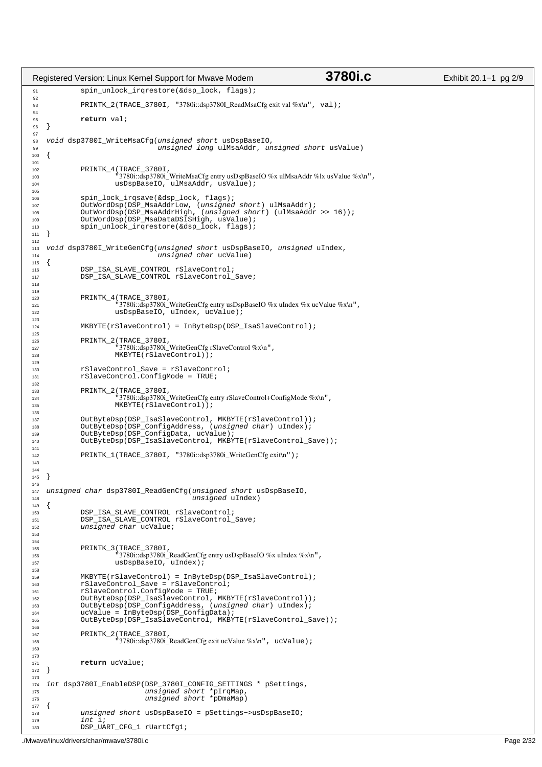```c
	spin_unlock_irqrestore(&dsp_lock, flags);

	PRINTK_2(TRACE_3780I, "3780i::dsp3780I_ReadMsaCfg exit val %x\n", val);

	return val;
}

void dsp3780I_WriteMsaCfg(unsigned short usDspBaseIO,
                          unsigned long ulMsaAddr, unsigned short usValue)
{

	PRINTK_4(TRACE_3780I,
		"3780i::dsp3780i_WriteMsaCfg entry usDspBaseIO %x ulMsaAddr %lx usValue %x\n",
		usDspBaseIO, ulMsaAddr, usValue);

	spin_lock_irqsave(&dsp_lock, flags);
	OutWordDsp(DSP_MsaAddrLow, (unsigned short) ulMsaAddr);
	OutWordDsp(DSP_MsaAddrHigh, (unsigned short) (ulMsaAddr >> 16));
	OutWordDsp(DSP_MsaDataDSISHigh, usValue);
	spin_unlock_irqrestore(&dsp_lock, flags);
}

void dsp3780I_WriteGenCfg(unsigned short usDspBaseIO, unsigned uIndex,
                          unsigned char ucValue)
{
	DSP_ISA_SLAVE_CONTROL rSlaveControl;
	DSP_ISA_SLAVE_CONTROL rSlaveControl_Save;


	PRINTK_4(TRACE_3780I,
		"3780i::dsp3780i_WriteGenCfg entry usDspBaseIO %x uIndex %x ucValue %x\n",
		usDspBaseIO, uIndex, ucValue);

	MKBYTE(rSlaveControl) = InByteDsp(DSP_IsaSlaveControl);

	PRINTK_2(TRACE_3780I,
		"3780i::dsp3780i_WriteGenCfg rSlaveControl %x\n",
		MKBYTE(rSlaveControl));

	rSlaveControl_Save = rSlaveControl;
	rSlaveControl.ConfigMode = TRUE;

	PRINTK_2(TRACE_3780I,
		"3780i::dsp3780i_WriteGenCfg entry rSlaveControl+ConfigMode %x\n",
		MKBYTE(rSlaveControl));

	OutByteDsp(DSP_IsaSlaveControl, MKBYTE(rSlaveControl));
	OutByteDsp(DSP_ConfigAddress, (unsigned char) uIndex);
	OutByteDsp(DSP_ConfigData, ucValue);
	OutByteDsp(DSP_IsaSlaveControl, MKBYTE(rSlaveControl_Save));

	PRINTK_1(TRACE_3780I, "3780i::dsp3780i_WriteGenCfg exit\n");


}

unsigned char dsp3780I_ReadGenCfg(unsigned short usDspBaseIO,
                                  unsigned uIndex)
{
	DSP_ISA_SLAVE_CONTROL rSlaveControl;
	DSP_ISA_SLAVE_CONTROL rSlaveControl_Save;
	unsigned char ucValue;


	PRINTK_3(TRACE_3780I,
		"3780i::dsp3780i_ReadGenCfg entry usDspBaseIO %x uIndex %x\n",
		usDspBaseIO, uIndex);

	MKBYTE(rSlaveControl) = InByteDsp(DSP_IsaSlaveControl);
	rSlaveControl_Save = rSlaveControl;
	rSlaveControl.ConfigMode = TRUE;
	OutByteDsp(DSP_IsaSlaveControl, MKBYTE(rSlaveControl));
	OutByteDsp(DSP_ConfigAddress, (unsigned char) uIndex);
	ucValue = InByteDsp(DSP_ConfigData);
	OutByteDsp(DSP_IsaSlaveControl, MKBYTE(rSlaveControl_Save));

	PRINTK_2(TRACE_3780I,
		"3780i::dsp3780i_ReadGenCfg exit ucValue %x\n", ucValue);


	return ucValue;
}

int dsp3780I_EnableDSP(DSP_3780I_CONFIG_SETTINGS * pSettings,
                       unsigned short *pIrqMap,
                       unsigned short *pDmaMap)
{
	unsigned short usDspBaseIO = pSettings->usDspBaseIO;
	int i;
	DSP_UART_CFG_1 rUartCfg1;
```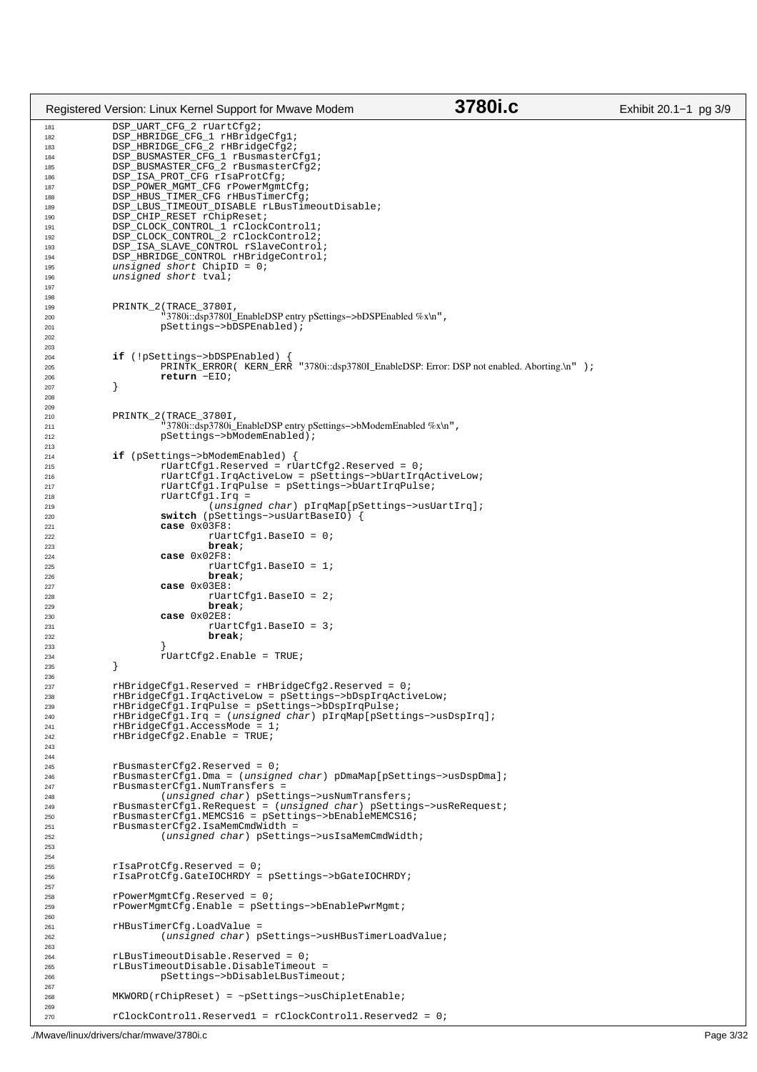```c
	DSP_UART_CFG_2 rUartCfg2;
	DSP_HBRIDGE_CFG_1 rHBridgeCfg1;
	DSP_HBRIDGE_CFG_2 rHBridgeCfg2;
	DSP_BUSMASTER_CFG_1 rBusmasterCfg1;
	DSP_BUSMASTER_CFG_2 rBusmasterCfg2;
	DSP_ISA_PROT_CFG rIsaProtCfg;
	DSP_POWER_MGMT_CFG rPowerMgmtCfg;
	DSP_HBUS_TIMER_CFG rHBusTimerCfg;
	DSP_LBUS_TIMEOUT_DISABLE rLBusTimeoutDisable;
	DSP_CHIP_RESET rChipReset;
	DSP_CLOCK_CONTROL_1 rClockControl1;
	DSP_CLOCK_CONTROL_2 rClockControl2;
	DSP_ISA_SLAVE_CONTROL rSlaveControl;
	DSP_HBRIDGE_CONTROL rHBridgeControl;
	unsigned short ChipID = 0;
	unsigned short tval;


	PRINTK_2(TRACE_3780I,
		"3780i::dsp3780I_EnableDSP entry pSettings->bDSPEnabled %x\n",
		pSettings->bDSPEnabled);


	if (!pSettings->bDSPEnabled) {
		PRINTK_ERROR( KERN_ERR "3780i::dsp3780I_EnableDSP: Error: DSP not enabled. Aborting.\n" );
		return -EIO;
	}


	PRINTK_2(TRACE_3780I,
		"3780i::dsp3780i_EnableDSP entry pSettings->bModemEnabled %x\n",
		pSettings->bModemEnabled);

	if (pSettings->bModemEnabled) {
		rUartCfg1.Reserved = rUartCfg2.Reserved = 0;
		rUartCfg1.IrqActiveLow = pSettings->bUartIrqActiveLow;
		rUartCfg1.IrqPulse = pSettings->bUartIrqPulse;
		rUartCfg1.Irq =
			(unsigned char) pIrqMap[pSettings->usUartIrq];
		switch (pSettings->usUartBaseIO) {
		case 0x03F8:
			rUartCfg1.BaseIO = 0;
			break;
		case 0x02F8:
			rUartCfg1.BaseIO = 1;
			break;
		case 0x03E8:
			rUartCfg1.BaseIO = 2;
			break;
		case 0x02E8:
			rUartCfg1.BaseIO = 3;
			break;
		}
		rUartCfg2.Enable = TRUE;
	}

	rHBridgeCfg1.Reserved = rHBridgeCfg2.Reserved = 0;
	rHBridgeCfg1.IrqActiveLow = pSettings->bDspIrqActiveLow;
	rHBridgeCfg1.IrqPulse = pSettings->bDspIrqPulse;
	rHBridgeCfg1.Irq = (unsigned char) pIrqMap[pSettings->usDspIrq];
	rHBridgeCfg1.AccessMode = 1;
	rHBridgeCfg2.Enable = TRUE;


	rBusmasterCfg2.Reserved = 0;
	rBusmasterCfg1.Dma = (unsigned char) pDmaMap[pSettings->usDspDma];
	rBusmasterCfg1.NumTransfers =
		(unsigned char) pSettings->usNumTransfers;
	rBusmasterCfg1.ReRequest = (unsigned char) pSettings->usReRequest;
	rBusmasterCfg1.MEMCS16 = pSettings->bEnableMEMCS16;
	rBusmasterCfg2.IsaMemCmdWidth =
		(unsigned char) pSettings->usIsaMemCmdWidth;


	rIsaProtCfg.Reserved = 0;
	rIsaProtCfg.GateIOCHRDY = pSettings->bGateIOCHRDY;

	rPowerMgmtCfg.Reserved = 0;
	rPowerMgmtCfg.Enable = pSettings->bEnablePwrMgmt;

	rHBusTimerCfg.LoadValue =
		(unsigned char) pSettings->usHBusTimerLoadValue;

	rLBusTimeoutDisable.Reserved = 0;
	rLBusTimeoutDisable.DisableTimeout =
		pSettings->bDisableLBusTimeout;

	MKWORD(rChipReset) = ~pSettings->usChipletEnable;

	rClockControl1.Reserved1 = rClockControl1.Reserved2 = 0;
```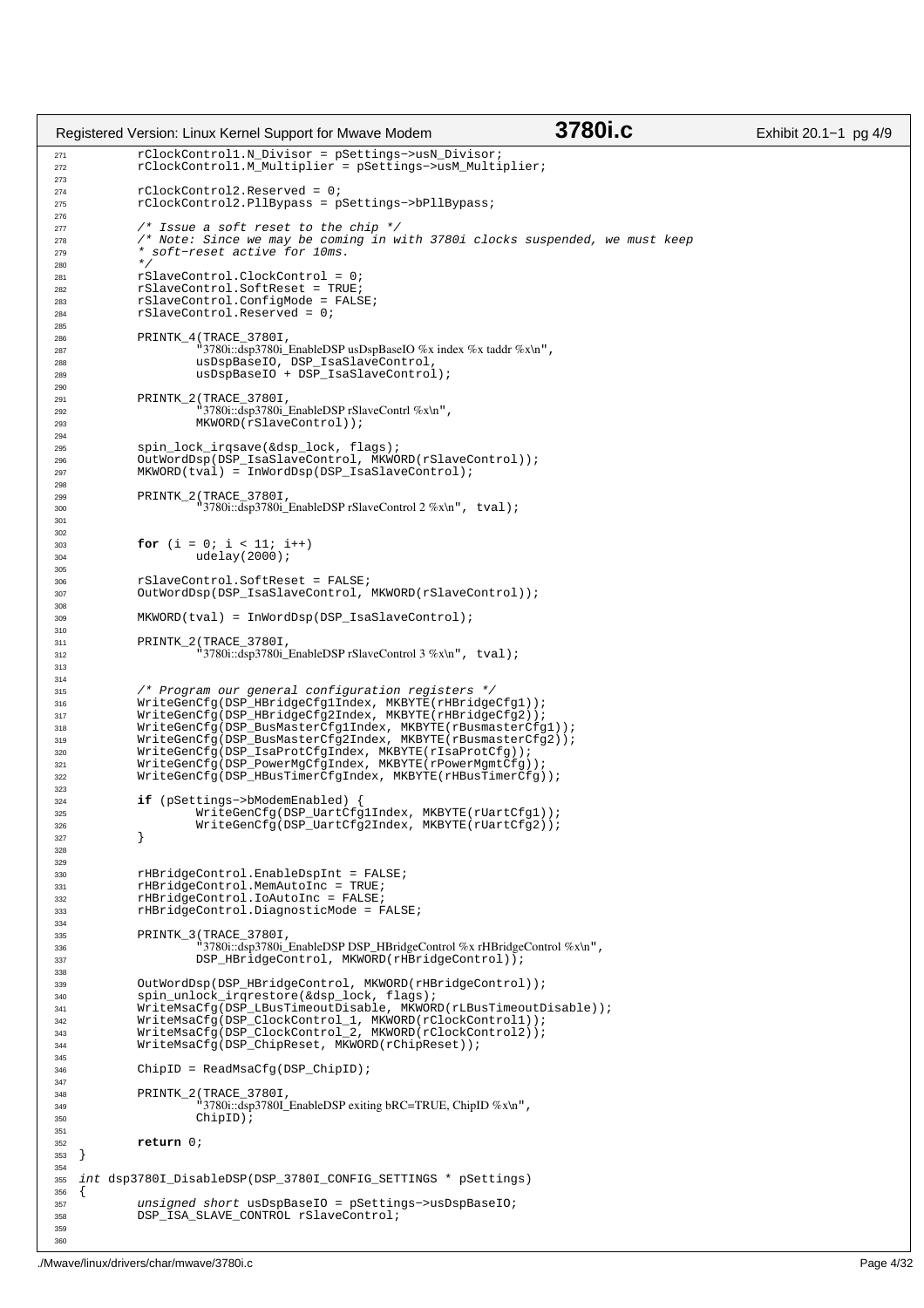```c
        rClockControl1.N_Divisor = pSettings->usN_Divisor;
        rClockControl1.M_Multiplier = pSettings->usM_Multiplier;

        rClockControl2.Reserved = 0;
        rClockControl2.PllBypass = pSettings->bPllBypass;

        /* Issue a soft reset to the chip */
        /* Note: Since we may be coming in with 3780i clocks suspended, we must keep
         * soft-reset active for 10ms.
         */
        rSlaveControl.ClockControl = 0;
        rSlaveControl.SoftReset = TRUE;
        rSlaveControl.ConfigMode = FALSE;
        rSlaveControl.Reserved = 0;

        PRINTK_4(TRACE_3780I,
                "3780i::dsp3780i_EnableDSP usDspBaseIO %x index %x taddr %x\n",
                usDspBaseIO, DSP_IsaSlaveControl,
                usDspBaseIO + DSP_IsaSlaveControl);

        PRINTK_2(TRACE_3780I,
                "3780i::dsp3780i_EnableDSP rSlaveContrl %x\n",
                MKWORD(rSlaveControl));

        spin_lock_irqsave(&dsp_lock, flags);
        OutWordDsp(DSP_IsaSlaveControl, MKWORD(rSlaveControl));
        MKWORD(tval) = InWordDsp(DSP_IsaSlaveControl);

        PRINTK_2(TRACE_3780I,
                "3780i::dsp3780i_EnableDSP rSlaveControl 2 %x\n", tval);


        for (i = 0; i < 11; i++)
                udelay(2000);

        rSlaveControl.SoftReset = FALSE;
        OutWordDsp(DSP_IsaSlaveControl, MKWORD(rSlaveControl));

        MKWORD(tval) = InWordDsp(DSP_IsaSlaveControl);

        PRINTK_2(TRACE_3780I,
                "3780i::dsp3780i_EnableDSP rSlaveControl 3 %x\n", tval);


        /* Program our general configuration registers */
        WriteGenCfg(DSP_HBridgeCfg1Index, MKBYTE(rHBridgeCfg1));
        WriteGenCfg(DSP_HBridgeCfg2Index, MKBYTE(rHBridgeCfg2));
        WriteGenCfg(DSP_BusMasterCfg1Index, MKBYTE(rBusmasterCfg1));
        WriteGenCfg(DSP_BusMasterCfg2Index, MKBYTE(rBusmasterCfg2));
        WriteGenCfg(DSP_IsaProtCfgIndex, MKBYTE(rIsaProtCfg));
        WriteGenCfg(DSP_PowerMgCfgIndex, MKBYTE(rPowerMgmtCfg));
        WriteGenCfg(DSP_HBusTimerCfgIndex, MKBYTE(rHBusTimerCfg));

        if (pSettings->bModemEnabled) {
                WriteGenCfg(DSP_UartCfg1Index, MKBYTE(rUartCfg1));
                WriteGenCfg(DSP_UartCfg2Index, MKBYTE(rUartCfg2));
        }


        rHBridgeControl.EnableDspInt = FALSE;
        rHBridgeControl.MemAutoInc = TRUE;
        rHBridgeControl.IoAutoInc = FALSE;
        rHBridgeControl.DiagnosticMode = FALSE;

        PRINTK_3(TRACE_3780I,
                "3780i::dsp3780i_EnableDSP DSP_HBridgeControl %x rHBridgeControl %x\n",
                DSP_HBridgeControl, MKWORD(rHBridgeControl));

        OutWordDsp(DSP_HBridgeControl, MKWORD(rHBridgeControl));
        spin_unlock_irqrestore(&dsp_lock, flags);
        WriteMsaCfg(DSP_LBusTimeoutDisable, MKWORD(rLBusTimeoutDisable));
        WriteMsaCfg(DSP_ClockControl_1, MKWORD(rClockControl1));
        WriteMsaCfg(DSP_ClockControl_2, MKWORD(rClockControl2));
        WriteMsaCfg(DSP_ChipReset, MKWORD(rChipReset));

        ChipID = ReadMsaCfg(DSP_ChipID);

        PRINTK_2(TRACE_3780I,
                "3780i::dsp3780I_EnableDSP exiting bRC=TRUE, ChipID %x\n",
                ChipID);

        return 0;
}

int dsp3780I_DisableDSP(DSP_3780I_CONFIG_SETTINGS * pSettings)
{
        unsigned short usDspBaseIO = pSettings->usDspBaseIO;
        DSP_ISA_SLAVE_CONTROL rSlaveControl;
```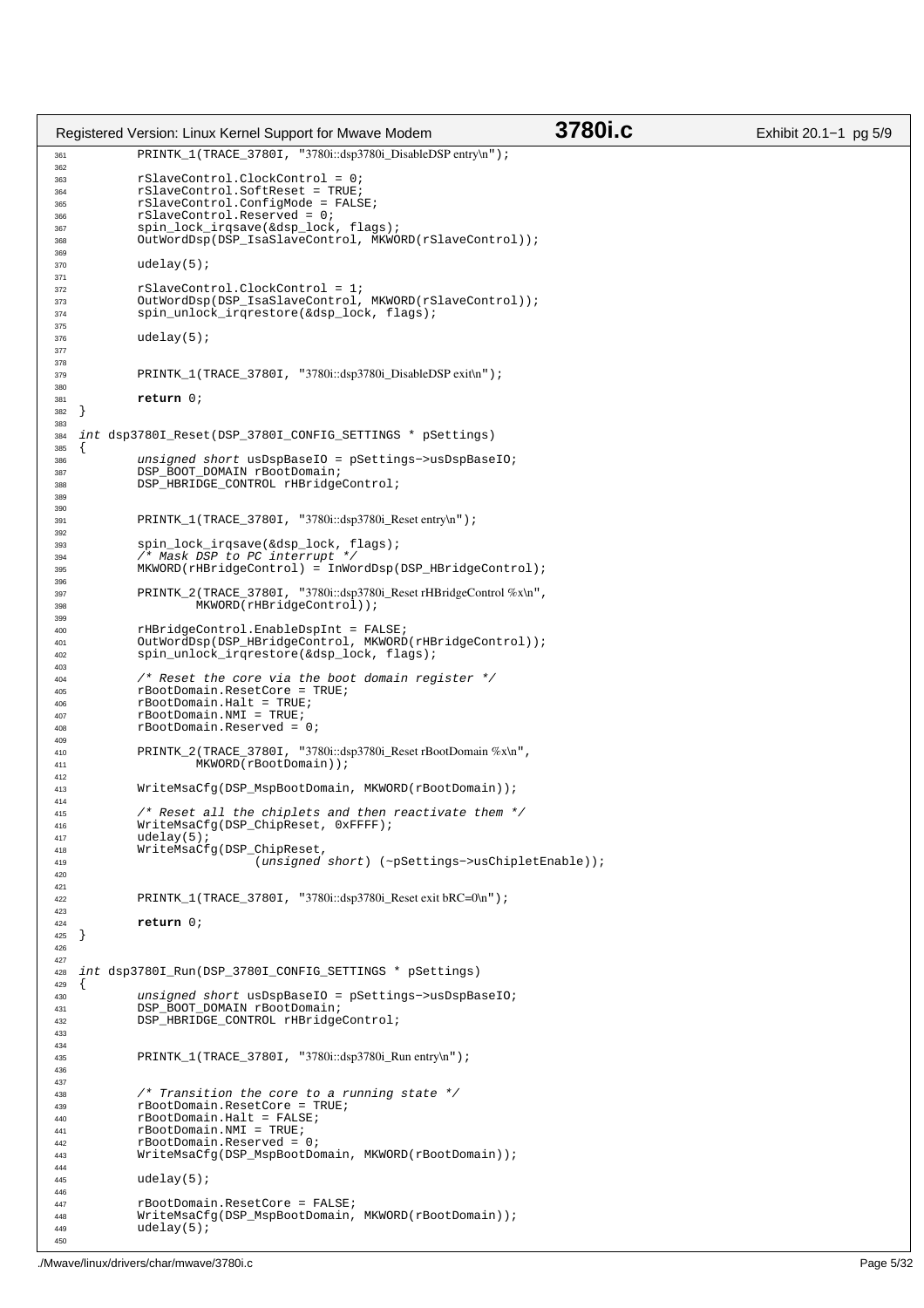```c
	PRINTK_1(TRACE_3780I, "3780i::dsp3780i_DisableDSP entry\n");

	rSlaveControl.ClockControl = 0;
	rSlaveControl.SoftReset = TRUE;
	rSlaveControl.ConfigMode = FALSE;
	rSlaveControl.Reserved = 0;
	spin_lock_irqsave(&dsp_lock, flags);
	OutWordDsp(DSP_IsaSlaveControl, MKWORD(rSlaveControl));

	udelay(5);

	rSlaveControl.ClockControl = 1;
	OutWordDsp(DSP_IsaSlaveControl, MKWORD(rSlaveControl));
	spin_unlock_irqrestore(&dsp_lock, flags);

	udelay(5);


	PRINTK_1(TRACE_3780I, "3780i::dsp3780i_DisableDSP exit\n");

	return 0;
}

int dsp3780I_Reset(DSP_3780I_CONFIG_SETTINGS * pSettings)
{
	unsigned short usDspBaseIO = pSettings->usDspBaseIO;
	DSP_BOOT_DOMAIN rBootDomain;
	DSP_HBRIDGE_CONTROL rHBridgeControl;


	PRINTK_1(TRACE_3780I, "3780i::dsp3780i_Reset entry\n");

	spin_lock_irqsave(&dsp_lock, flags);
	/* Mask DSP to PC interrupt */
	MKWORD(rHBridgeControl) = InWordDsp(DSP_HBridgeControl);

	PRINTK_2(TRACE_3780I, "3780i::dsp3780i_Reset rHBridgeControl %x\n",
		MKWORD(rHBridgeControl));

	rHBridgeControl.EnableDspInt = FALSE;
	OutWordDsp(DSP_HBridgeControl, MKWORD(rHBridgeControl));
	spin_unlock_irqrestore(&dsp_lock, flags);

	/* Reset the core via the boot domain register */
	rBootDomain.ResetCore = TRUE;
	rBootDomain.Halt = TRUE;
	rBootDomain.NMI = TRUE;
	rBootDomain.Reserved = 0;

	PRINTK_2(TRACE_3780I, "3780i::dsp3780i_Reset rBootDomain %x\n",
		MKWORD(rBootDomain));

	WriteMsaCfg(DSP_MspBootDomain, MKWORD(rBootDomain));

	/* Reset all the chiplets and then reactivate them */
	WriteMsaCfg(DSP_ChipReset, 0xFFFF);
	udelay(5);
	WriteMsaCfg(DSP_ChipReset,
			(unsigned short) (~pSettings->usChipletEnable));


	PRINTK_1(TRACE_3780I, "3780i::dsp3780i_Reset exit bRC=0\n");

	return 0;
}


int dsp3780I_Run(DSP_3780I_CONFIG_SETTINGS * pSettings)
{
	unsigned short usDspBaseIO = pSettings->usDspBaseIO;
	DSP_BOOT_DOMAIN rBootDomain;
	DSP_HBRIDGE_CONTROL rHBridgeControl;


	PRINTK_1(TRACE_3780I, "3780i::dsp3780i_Run entry\n");


	/* Transition the core to a running state */
	rBootDomain.ResetCore = TRUE;
	rBootDomain.Halt = FALSE;
	rBootDomain.NMI = TRUE;
	rBootDomain.Reserved = 0;
	WriteMsaCfg(DSP_MspBootDomain, MKWORD(rBootDomain));

	udelay(5);

	rBootDomain.ResetCore = FALSE;
	WriteMsaCfg(DSP_MspBootDomain, MKWORD(rBootDomain));
	udelay(5);

```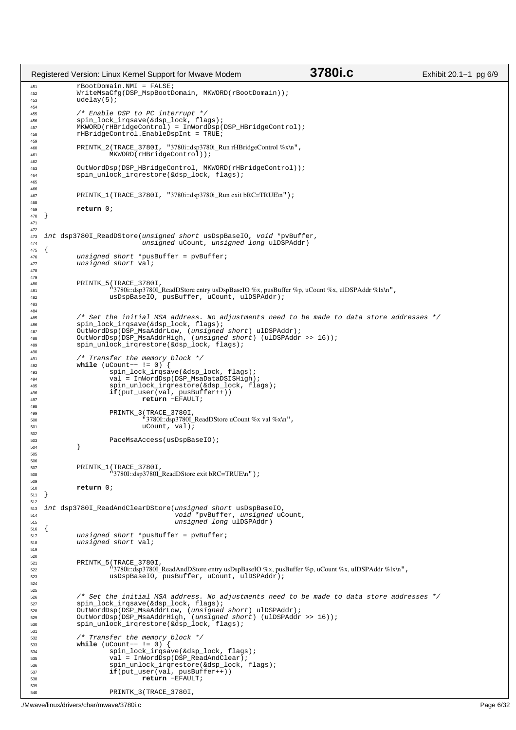```c
	rBootDomain.NMI = FALSE;
	WriteMsaCfg(DSP_MspBootDomain, MKWORD(rBootDomain));
	udelay(5);

	/* Enable DSP to PC interrupt */
	spin_lock_irqsave(&dsp_lock, flags);
	MKWORD(rHBridgeControl) = InWordDsp(DSP_HBridgeControl);
	rHBridgeControl.EnableDspInt = TRUE;

	PRINTK_2(TRACE_3780I, "3780i::dsp3780i_Run rHBridgeControl %x\n",
		MKWORD(rHBridgeControl));

	OutWordDsp(DSP_HBridgeControl, MKWORD(rHBridgeControl));
	spin_unlock_irqrestore(&dsp_lock, flags);


	PRINTK_1(TRACE_3780I, "3780i::dsp3780i_Run exit bRC=TRUE\n");

	return 0;
}


int dsp3780I_ReadDStore(unsigned short usDspBaseIO, void *pvBuffer,
                        unsigned uCount, unsigned long ulDSPAddr)
{
	unsigned short *pusBuffer = pvBuffer;
	unsigned short val;


	PRINTK_5(TRACE_3780I,
		"3780i::dsp3780I_ReadDStore entry usDspBaseIO %x, pusBuffer %p, uCount %x, ulDSPAddr %lx\n",
		usDspBaseIO, pusBuffer, uCount, ulDSPAddr);


	/* Set the initial MSA address. No adjustments need to be made to data store addresses */
	spin_lock_irqsave(&dsp_lock, flags);
	OutWordDsp(DSP_MsaAddrLow, (unsigned short) ulDSPAddr);
	OutWordDsp(DSP_MsaAddrHigh, (unsigned short) (ulDSPAddr >> 16));
	spin_unlock_irqrestore(&dsp_lock, flags);

	/* Transfer the memory block */
	while (uCount-- != 0) {
		spin_lock_irqsave(&dsp_lock, flags);
		val = InWordDsp(DSP_MsaDataDSISHigh);
		spin_unlock_irqrestore(&dsp_lock, flags);
		if(put_user(val, pusBuffer++))
			return -EFAULT;

		PRINTK_3(TRACE_3780I,
			"3780I::dsp3780I_ReadDStore uCount %x val %x\n",
			uCount, val);

		PaceMsaAccess(usDspBaseIO);
	}


	PRINTK_1(TRACE_3780I,
		"3780I::dsp3780I_ReadDStore exit bRC=TRUE\n");

	return 0;
}

int dsp3780I_ReadAndClearDStore(unsigned short usDspBaseIO,
                                void *pvBuffer, unsigned uCount,
                                unsigned long ulDSPAddr)
{
	unsigned short *pusBuffer = pvBuffer;
	unsigned short val;


	PRINTK_5(TRACE_3780I,
		"3780i::dsp3780I_ReadAndDStore entry usDspBaseIO %x, pusBuffer %p, uCount %x, ulDSPAddr %lx\n",
		usDspBaseIO, pusBuffer, uCount, ulDSPAddr);


	/* Set the initial MSA address. No adjustments need to be made to data store addresses */
	spin_lock_irqsave(&dsp_lock, flags);
	OutWordDsp(DSP_MsaAddrLow, (unsigned short) ulDSPAddr);
	OutWordDsp(DSP_MsaAddrHigh, (unsigned short) (ulDSPAddr >> 16));
	spin_unlock_irqrestore(&dsp_lock, flags);

	/* Transfer the memory block */
	while (uCount-- != 0) {
		spin_lock_irqsave(&dsp_lock, flags);
		val = InWordDsp(DSP_ReadAndClear);
		spin_unlock_irqrestore(&dsp_lock, flags);
		if(put_user(val, pusBuffer++))
			return -EFAULT;

		PRINTK_3(TRACE_3780I,
```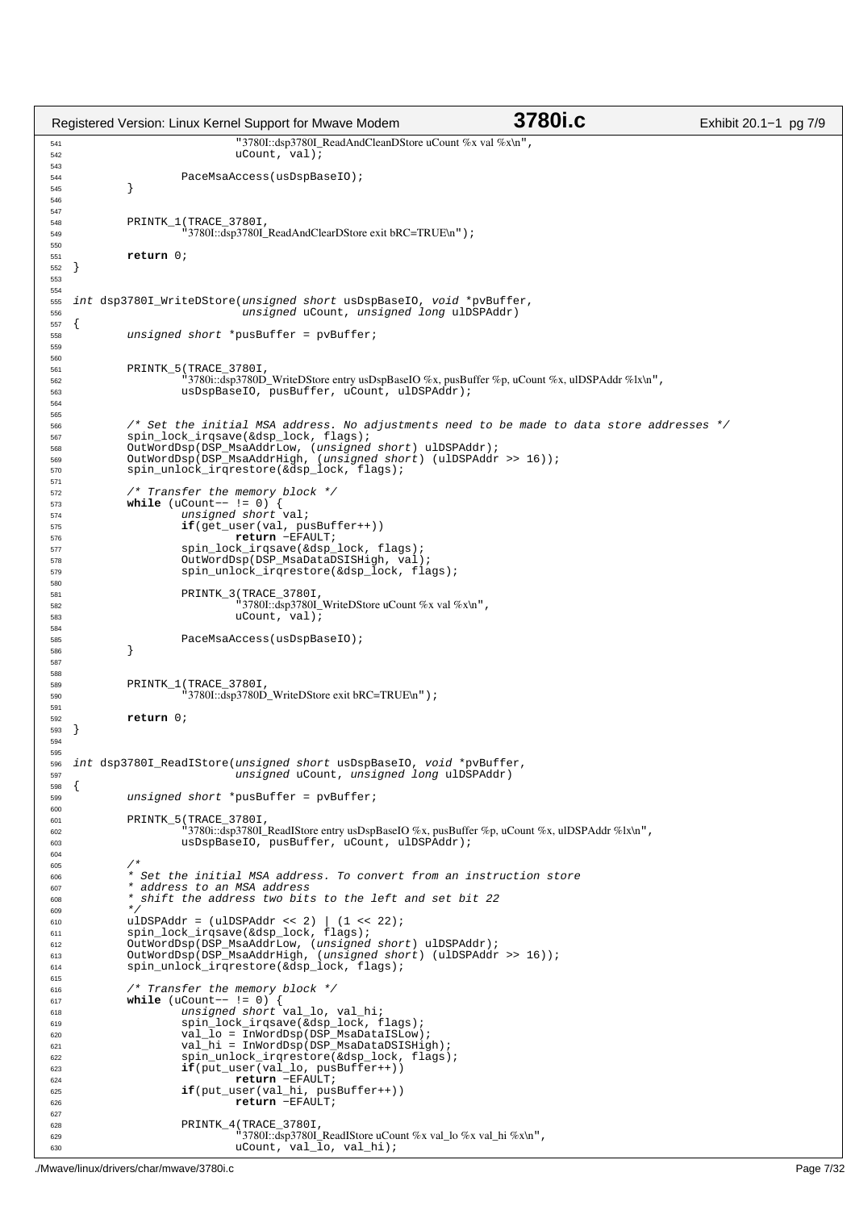```c
541                         "3780I::dsp3780I_ReadAndCleanDStore uCount %x val %x\n",
542                         uCount, val);
543 
544                 PaceMsaAccess(usDspBaseIO);
545         }
546 
547 
548         PRINTK_1(TRACE_3780I,
549                 "3780I::dsp3780I_ReadAndClearDStore exit bRC=TRUE\n");
550 
551         return 0;
552 }
553 
554 
555 int dsp3780I_WriteDStore(unsigned short usDspBaseIO, void *pvBuffer,
556                          unsigned uCount, unsigned long ulDSPAddr)
557 {
558         unsigned short *pusBuffer = pvBuffer;
559 
560 
561         PRINTK_5(TRACE_3780I,
562                 "3780i::dsp3780D_WriteDStore entry usDspBaseIO %x, pusBuffer %p, uCount %x, ulDSPAddr %lx\n",
563                 usDspBaseIO, pusBuffer, uCount, ulDSPAddr);
564 
565 
566         /* Set the initial MSA address. No adjustments need to be made to data store addresses */
567         spin_lock_irqsave(&dsp_lock, flags);
568         OutWordDsp(DSP_MsaAddrLow, (unsigned short) ulDSPAddr);
569         OutWordDsp(DSP_MsaAddrHigh, (unsigned short) (ulDSPAddr >> 16));
570         spin_unlock_irqrestore(&dsp_lock, flags);
571 
572         /* Transfer the memory block */
573         while (uCount-- != 0) {
574                 unsigned short val;
575                 if(get_user(val, pusBuffer++))
576                         return -EFAULT;
577                 spin_lock_irqsave(&dsp_lock, flags);
578                 OutWordDsp(DSP_MsaDataDSISHigh, val);
579                 spin_unlock_irqrestore(&dsp_lock, flags);
580 
581                 PRINTK_3(TRACE_3780I,
582                         "3780I::dsp3780I_WriteDStore uCount %x val %x\n",
583                         uCount, val);
584 
585                 PaceMsaAccess(usDspBaseIO);
586         }
587 
588 
589         PRINTK_1(TRACE_3780I,
590                 "3780I::dsp3780D_WriteDStore exit bRC=TRUE\n");
591 
592         return 0;
593 }
594 
595 
596 int dsp3780I_ReadIStore(unsigned short usDspBaseIO, void *pvBuffer,
597                         unsigned uCount, unsigned long ulDSPAddr)
598 {
599         unsigned short *pusBuffer = pvBuffer;
600 
601         PRINTK_5(TRACE_3780I,
602                 "3780i::dsp3780I_ReadIStore entry usDspBaseIO %x, pusBuffer %p, uCount %x, ulDSPAddr %lx\n",
603                 usDspBaseIO, pusBuffer, uCount, ulDSPAddr);
604 
605         /*
606         * Set the initial MSA address. To convert from an instruction store
607         * address to an MSA address
608         * shift the address two bits to the left and set bit 22
609         */
610         ulDSPAddr = (ulDSPAddr << 2) | (1 << 22);
611         spin_lock_irqsave(&dsp_lock, flags);
612         OutWordDsp(DSP_MsaAddrLow, (unsigned short) ulDSPAddr);
613         OutWordDsp(DSP_MsaAddrHigh, (unsigned short) (ulDSPAddr >> 16));
614         spin_unlock_irqrestore(&dsp_lock, flags);
615 
616         /* Transfer the memory block */
617         while (uCount-- != 0) {
618                 unsigned short val_lo, val_hi;
619                 spin_lock_irqsave(&dsp_lock, flags);
620                 val_lo = InWordDsp(DSP_MsaDataISLow);
621                 val_hi = InWordDsp(DSP_MsaDataDSISHigh);
622                 spin_unlock_irqrestore(&dsp_lock, flags);
623                 if(put_user(val_lo, pusBuffer++))
624                         return -EFAULT;
625                 if(put_user(val_hi, pusBuffer++))
626                         return -EFAULT;
627 
628                 PRINTK_4(TRACE_3780I,
629                         "3780I::dsp3780I_ReadIStore uCount %x val_lo %x val_hi %x\n",
630                         uCount, val_lo, val_hi);
```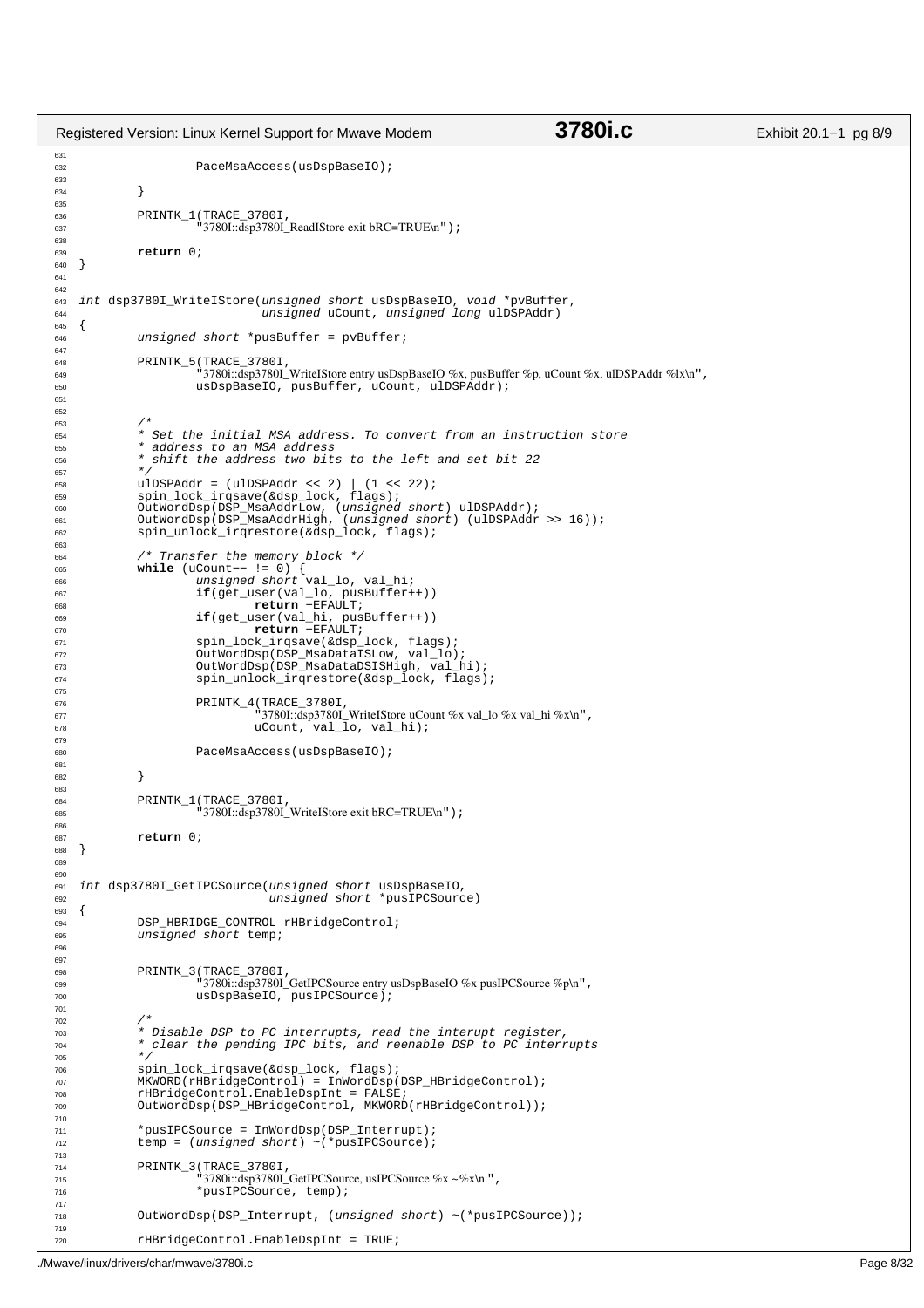```c
		PaceMsaAccess(usDspBaseIO);

	}

	PRINTK_1(TRACE_3780I,
		"3780I::dsp3780I_ReadIStore exit bRC=TRUE\n");

	return 0;
}


int dsp3780I_WriteIStore(unsigned short usDspBaseIO, void *pvBuffer,
                         unsigned uCount, unsigned long ulDSPAddr)
{
	unsigned short *pusBuffer = pvBuffer;

	PRINTK_5(TRACE_3780I,
		"3780i::dsp3780I_WriteIStore entry usDspBaseIO %x, pusBuffer %p, uCount %x, ulDSPAddr %lx\n",
		usDspBaseIO, pusBuffer, uCount, ulDSPAddr);


	/*
	* Set the initial MSA address. To convert from an instruction store
	* address to an MSA address
	* shift the address two bits to the left and set bit 22
	*/
	ulDSPAddr = (ulDSPAddr << 2) | (1 << 22);
	spin_lock_irqsave(&dsp_lock, flags);
	OutWordDsp(DSP_MsaAddrLow, (unsigned short) ulDSPAddr);
	OutWordDsp(DSP_MsaAddrHigh, (unsigned short) (ulDSPAddr >> 16));
	spin_unlock_irqrestore(&dsp_lock, flags);

	/* Transfer the memory block */
	while (uCount-- != 0) {
		unsigned short val_lo, val_hi;
		if(get_user(val_lo, pusBuffer++))
			return -EFAULT;
		if(get_user(val_hi, pusBuffer++))
			return -EFAULT;
		spin_lock_irqsave(&dsp_lock, flags);
		OutWordDsp(DSP_MsaDataISLow, val_lo);
		OutWordDsp(DSP_MsaDataDSISHigh, val_hi);
		spin_unlock_irqrestore(&dsp_lock, flags);

		PRINTK_4(TRACE_3780I,
			"3780I::dsp3780I_WriteIStore uCount %x val_lo %x val_hi %x\n",
			uCount, val_lo, val_hi);

		PaceMsaAccess(usDspBaseIO);

	}

	PRINTK_1(TRACE_3780I,
		"3780I::dsp3780I_WriteIStore exit bRC=TRUE\n");

	return 0;
}


int dsp3780I_GetIPCSource(unsigned short usDspBaseIO,
                          unsigned short *pusIPCSource)
{
	DSP_HBRIDGE_CONTROL rHBridgeControl;
	unsigned short temp;


	PRINTK_3(TRACE_3780I,
		"3780i::dsp3780I_GetIPCSource entry usDspBaseIO %x pusIPCSource %p\n",
		usDspBaseIO, pusIPCSource);

	/*
	* Disable DSP to PC interrupts, read the interupt register,
	* clear the pending IPC bits, and reenable DSP to PC interrupts
	*/
	spin_lock_irqsave(&dsp_lock, flags);
	MKWORD(rHBridgeControl) = InWordDsp(DSP_HBridgeControl);
	rHBridgeControl.EnableDspInt = FALSE;
	OutWordDsp(DSP_HBridgeControl, MKWORD(rHBridgeControl));

	*pusIPCSource = InWordDsp(DSP_Interrupt);
	temp = (unsigned short) ~(*pusIPCSource);

	PRINTK_3(TRACE_3780I,
		"3780i::dsp3780I_GetIPCSource, usIPCSource %x ~%x\n",
		*pusIPCSource, temp);

	OutWordDsp(DSP_Interrupt, (unsigned short) ~(*pusIPCSource));

	rHBridgeControl.EnableDspInt = TRUE;
```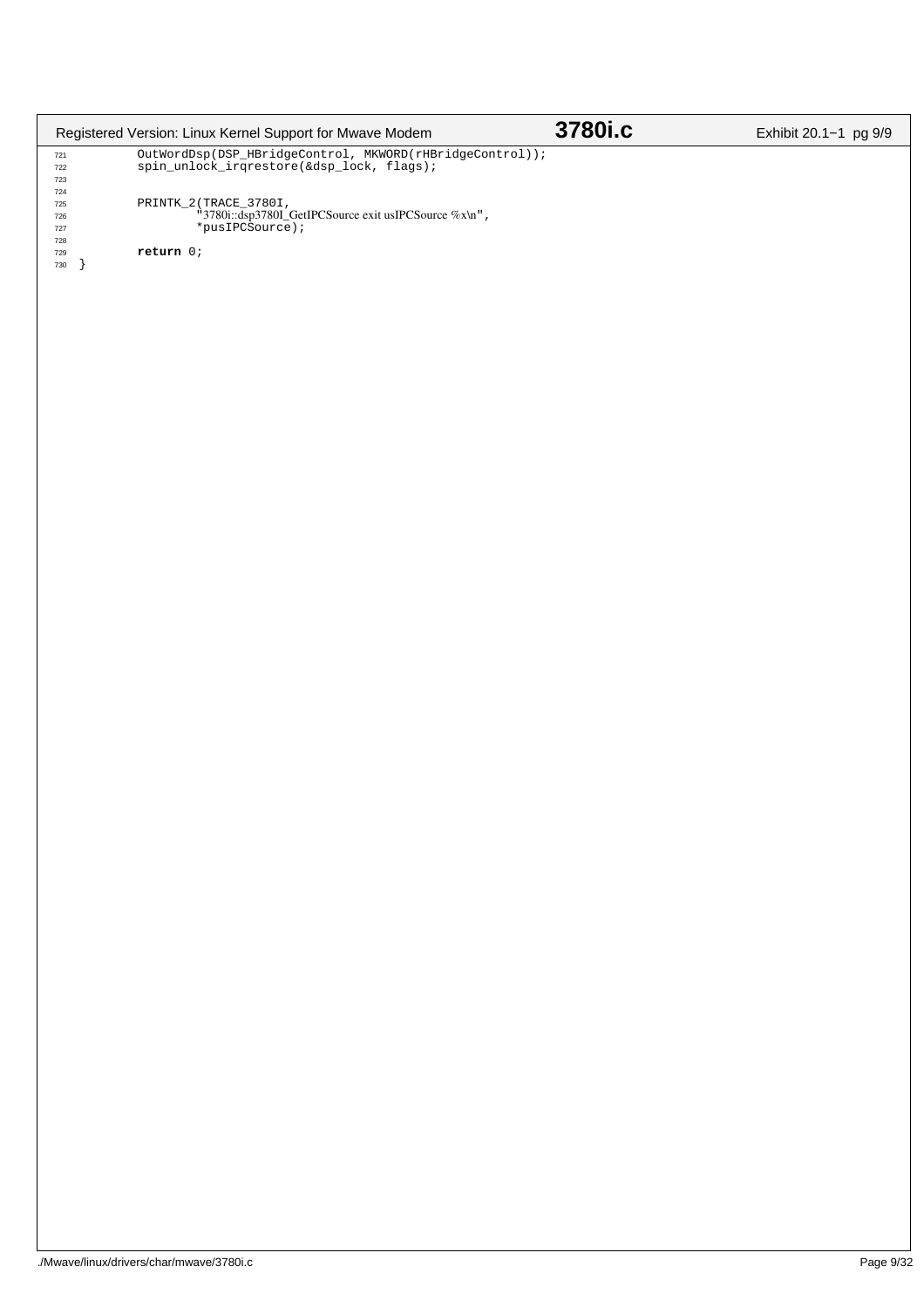```
721         OutWordDsp(DSP_HBridgeControl, MKWORD(rHBridgeControl));
722         spin_unlock_irqrestore(&dsp_lock, flags);
723 
724 
725         PRINTK_2(TRACE_3780I,
726                 "3780i::dsp3780I_GetIPCSource exit usIPCSource %x\n",
727                 *pusIPCSource);
728 
729         return 0;
730 }
```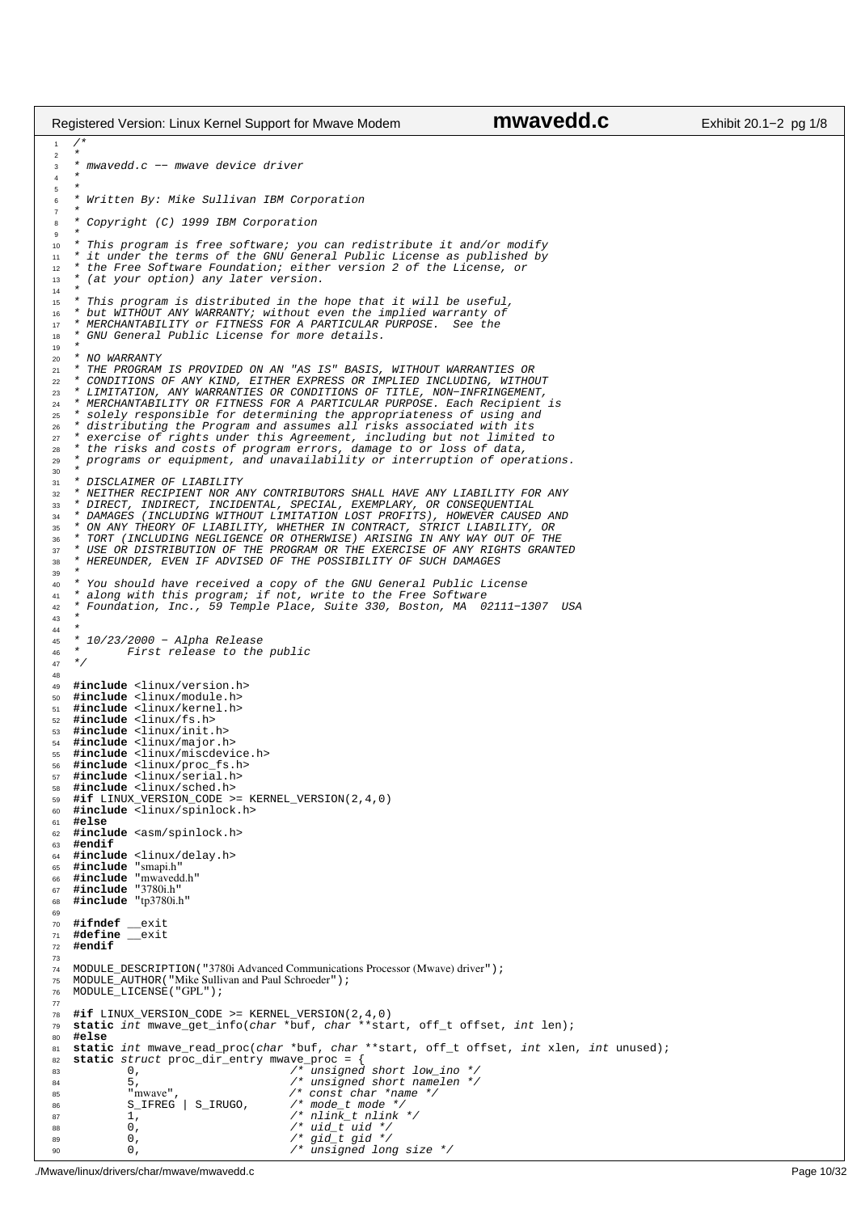```c
/*
 *
 * mwavedd.c -- mwave device driver
 *
 *
 * Written By: Mike Sullivan IBM Corporation
 *
 * Copyright (C) 1999 IBM Corporation
 *
 * This program is free software; you can redistribute it and/or modify
 * it under the terms of the GNU General Public License as published by
 * the Free Software Foundation; either version 2 of the License, or
 * (at your option) any later version.
 *
 * This program is distributed in the hope that it will be useful,
 * but WITHOUT ANY WARRANTY; without even the implied warranty of
 * MERCHANTABILITY or FITNESS FOR A PARTICULAR PURPOSE.  See the
 * GNU General Public License for more details.
 *
 * NO WARRANTY
 * THE PROGRAM IS PROVIDED ON AN "AS IS" BASIS, WITHOUT WARRANTIES OR
 * CONDITIONS OF ANY KIND, EITHER EXPRESS OR IMPLIED INCLUDING, WITHOUT
 * LIMITATION, ANY WARRANTIES OR CONDITIONS OF TITLE, NON-INFRINGEMENT,
 * MERCHANTABILITY OR FITNESS FOR A PARTICULAR PURPOSE. Each Recipient is
 * solely responsible for determining the appropriateness of using and
 * distributing the Program and assumes all risks associated with its
 * exercise of rights under this Agreement, including but not limited to
 * the risks and costs of program errors, damage to or loss of data,
 * programs or equipment, and unavailability or interruption of operations.
 *
 * DISCLAIMER OF LIABILITY
 * NEITHER RECIPIENT NOR ANY CONTRIBUTORS SHALL HAVE ANY LIABILITY FOR ANY
 * DIRECT, INDIRECT, INCIDENTAL, SPECIAL, EXEMPLARY, OR CONSEQUENTIAL
 * DAMAGES (INCLUDING WITHOUT LIMITATION LOST PROFITS), HOWEVER CAUSED AND
 * ON ANY THEORY OF LIABILITY, WHETHER IN CONTRACT, STRICT LIABILITY, OR
 * TORT (INCLUDING NEGLIGENCE OR OTHERWISE) ARISING IN ANY WAY OUT OF THE
 * USE OR DISTRIBUTION OF THE PROGRAM OR THE EXERCISE OF ANY RIGHTS GRANTED
 * HEREUNDER, EVEN IF ADVISED OF THE POSSIBILITY OF SUCH DAMAGES
 *
 * You should have received a copy of the GNU General Public License
 * along with this program; if not, write to the Free Software
 * Foundation, Inc., 59 Temple Place, Suite 330, Boston, MA  02111-1307  USA
 *
 *
 * 10/23/2000 - Alpha Release
 *       First release to the public
 */

#include <linux/version.h>
#include <linux/module.h>
#include <linux/kernel.h>
#include <linux/fs.h>
#include <linux/init.h>
#include <linux/major.h>
#include <linux/miscdevice.h>
#include <linux/proc_fs.h>
#include <linux/serial.h>
#include <linux/sched.h>
#if LINUX_VERSION_CODE >= KERNEL_VERSION(2,4,0)
#include <linux/spinlock.h>
#else
#include <asm/spinlock.h>
#endif
#include <linux/delay.h>
#include "smapi.h"
#include "mwavedd.h"
#include "3780i.h"
#include "tp3780i.h"

#ifndef __exit
#define __exit
#endif

MODULE_DESCRIPTION("3780i Advanced Communications Processor (Mwave) driver");
MODULE_AUTHOR("Mike Sullivan and Paul Schroeder");
MODULE_LICENSE("GPL");

#if LINUX_VERSION_CODE >= KERNEL_VERSION(2,4,0)
static int mwave_get_info(char *buf, char **start, off_t offset, int len);
#else
static int mwave_read_proc(char *buf, char **start, off_t offset, int xlen, int unused);
static struct proc_dir_entry mwave_proc = {
        0,                      /* unsigned short low_ino */
        5,                      /* unsigned short namelen */
        "mwave",                /* const char *name */
        S_IFREG | S_IRUGO,      /* mode_t mode */
        1,                      /* nlink_t nlink */
        0,                      /* uid_t uid */
        0,                      /* gid_t gid */
        0,                      /* unsigned long size */
```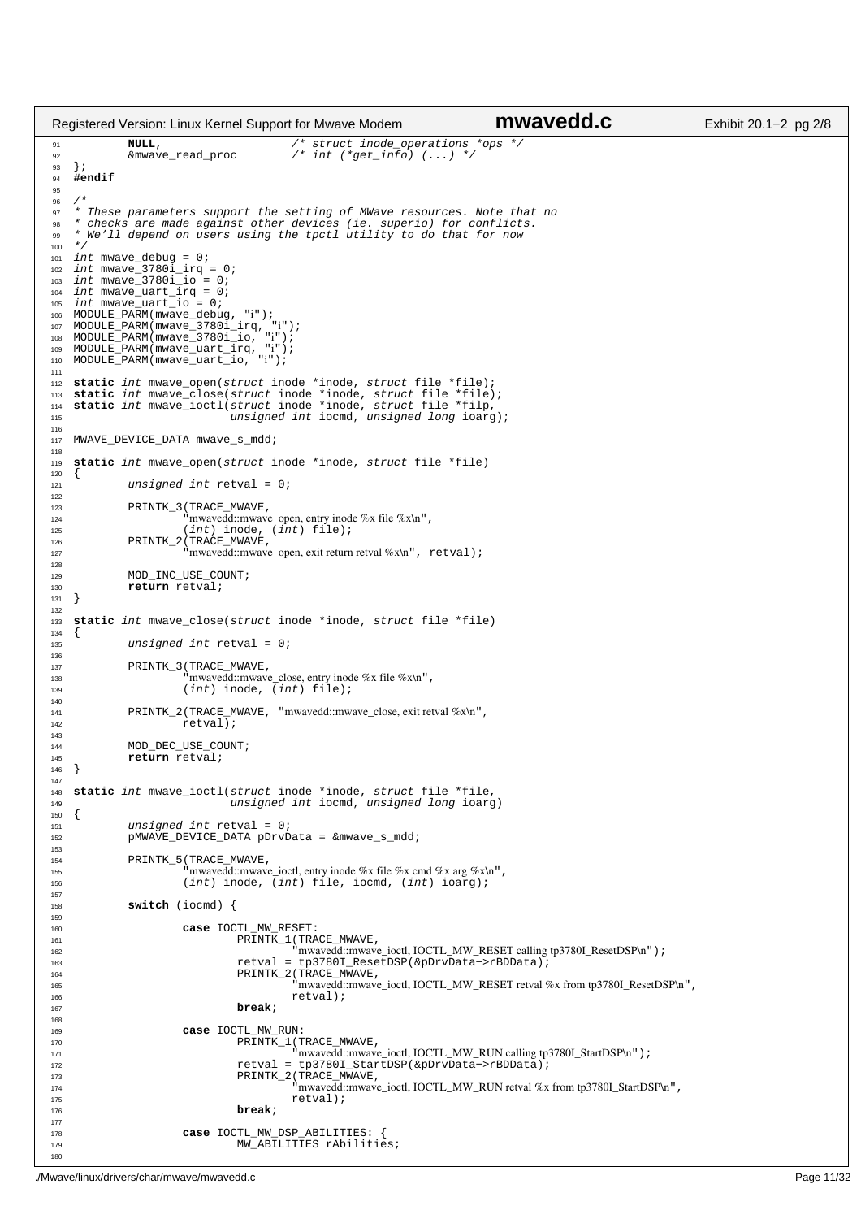```c
        NULL,                   /* struct inode_operations *ops */
        &mwave_read_proc        /* int (*get_info) (...) */
};
#endif

/*
 * These parameters support the setting of MWave resources. Note that no
 * checks are made against other devices (ie. superio) for conflicts.
 * We'll depend on users using the tpctl utility to do that for now
 */
int mwave_debug = 0;
int mwave_3780i_irq = 0;
int mwave_3780i_io = 0;
int mwave_uart_irq = 0;
int mwave_uart_io = 0;
MODULE_PARM(mwave_debug, "i");
MODULE_PARM(mwave_3780i_irq, "i");
MODULE_PARM(mwave_3780i_io, "i");
MODULE_PARM(mwave_uart_irq, "i");
MODULE_PARM(mwave_uart_io, "i");

static int mwave_open(struct inode *inode, struct file *file);
static int mwave_close(struct inode *inode, struct file *file);
static int mwave_ioctl(struct inode *inode, struct file *filp,
                       unsigned int iocmd, unsigned long ioarg);

MWAVE_DEVICE_DATA mwave_s_mdd;

static int mwave_open(struct inode *inode, struct file *file)
{
        unsigned int retval = 0;

        PRINTK_3(TRACE_MWAVE,
                "mwavedd::mwave_open, entry inode %x file %x\n",
                (int) inode, (int) file);
        PRINTK_2(TRACE_MWAVE,
                "mwavedd::mwave_open, exit return retval %x\n", retval);

        MOD_INC_USE_COUNT;
        return retval;
}

static int mwave_close(struct inode *inode, struct file *file)
{
        unsigned int retval = 0;

        PRINTK_3(TRACE_MWAVE,
                "mwavedd::mwave_close, entry inode %x file %x\n",
                (int) inode, (int) file);

        PRINTK_2(TRACE_MWAVE, "mwavedd::mwave_close, exit retval %x\n",
                retval);

        MOD_DEC_USE_COUNT;
        return retval;
}

static int mwave_ioctl(struct inode *inode, struct file *file,
                       unsigned int iocmd, unsigned long ioarg)
{
        unsigned int retval = 0;
        pMWAVE_DEVICE_DATA pDrvData = &mwave_s_mdd;

        PRINTK_5(TRACE_MWAVE,
                "mwavedd::mwave_ioctl, entry inode %x file %x cmd %x arg %x\n",
                (int) inode, (int) file, iocmd, (int) ioarg);

        switch (iocmd) {

                case IOCTL_MW_RESET:
                        PRINTK_1(TRACE_MWAVE,
                                "mwavedd::mwave_ioctl, IOCTL_MW_RESET calling tp3780I_ResetDSP\n");
                        retval = tp3780I_ResetDSP(&pDrvData->rBDData);
                        PRINTK_2(TRACE_MWAVE,
                                "mwavedd::mwave_ioctl, IOCTL_MW_RESET retval %x from tp3780I_ResetDSP\n",
                                retval);
                        break;

                case IOCTL_MW_RUN:
                        PRINTK_1(TRACE_MWAVE,
                                "mwavedd::mwave_ioctl, IOCTL_MW_RUN calling tp3780I_StartDSP\n");
                        retval = tp3780I_StartDSP(&pDrvData->rBDData);
                        PRINTK_2(TRACE_MWAVE,
                                "mwavedd::mwave_ioctl, IOCTL_MW_RUN retval %x from tp3780I_StartDSP\n",
                                retval);
                        break;

                case IOCTL_MW_DSP_ABILITIES: {
                        MW_ABILITIES rAbilities;

```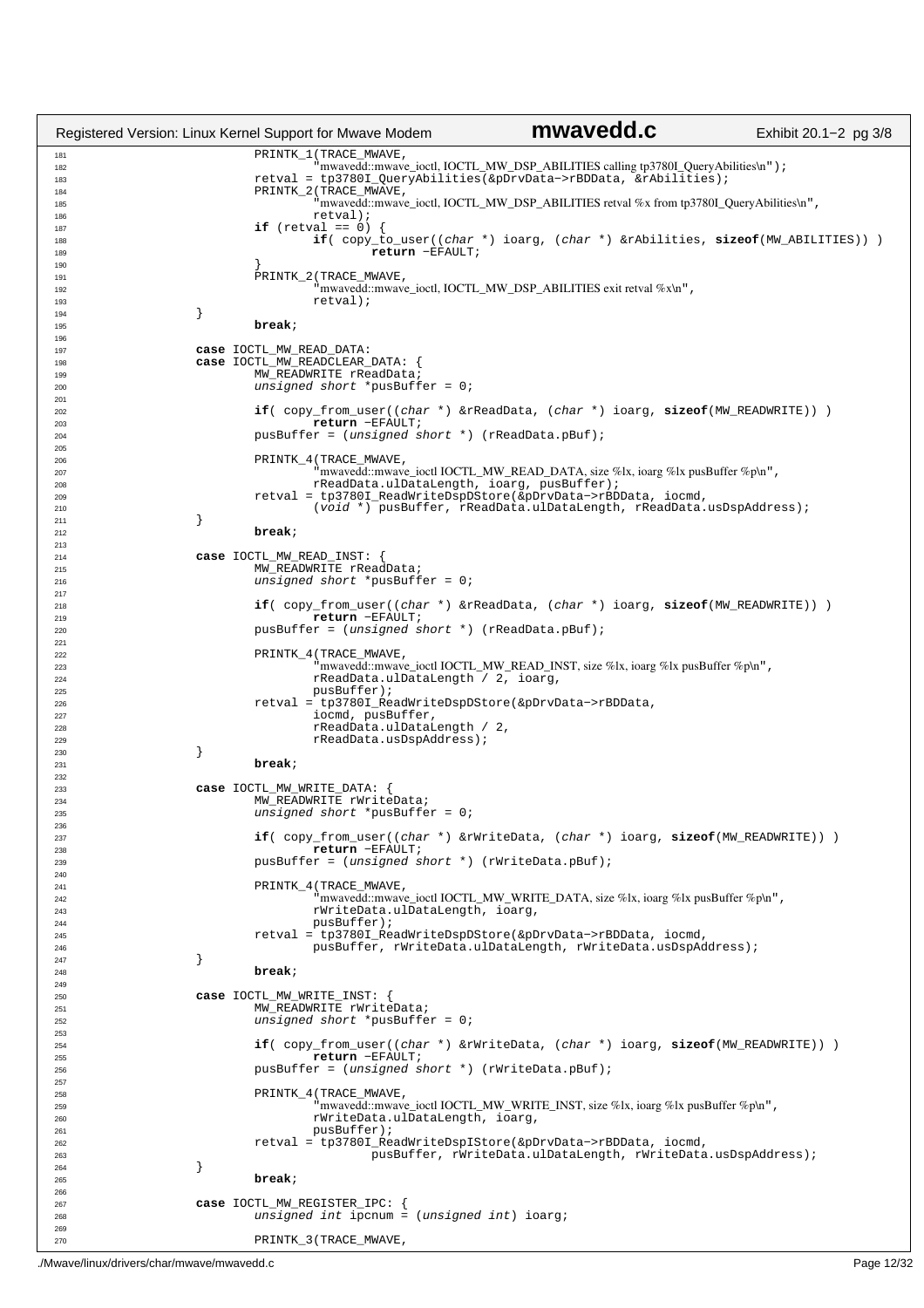```c
			PRINTK_1(TRACE_MWAVE,
				"mwavedd::mwave_ioctl, IOCTL_MW_DSP_ABILITIES calling tp3780I_QueryAbilities\n");
			retval = tp3780I_QueryAbilities(&pDrvData->rBDData, &rAbilities);
			PRINTK_2(TRACE_MWAVE,
				"mwavedd::mwave_ioctl, IOCTL_MW_DSP_ABILITIES retval %x from tp3780I_QueryAbilities\n",
				retval);
			if (retval == 0) {
				if( copy_to_user((char *) ioarg, (char *) &rAbilities, sizeof(MW_ABILITIES)) )
					return -EFAULT;
			}
			PRINTK_2(TRACE_MWAVE,
				"mwavedd::mwave_ioctl, IOCTL_MW_DSP_ABILITIES exit retval %x\n",
				retval);
		}
			break;

		case IOCTL_MW_READ_DATA:
		case IOCTL_MW_READCLEAR_DATA: {
			MW_READWRITE rReadData;
			unsigned short *pusBuffer = 0;

			if( copy_from_user((char *) &rReadData, (char *) ioarg, sizeof(MW_READWRITE)) )
				return -EFAULT;
			pusBuffer = (unsigned short *) (rReadData.pBuf);

			PRINTK_4(TRACE_MWAVE,
				"mwavedd::mwave_ioctl IOCTL_MW_READ_DATA, size %lx, ioarg %lx pusBuffer %p\n",
				rReadData.ulDataLength, ioarg, pusBuffer);
			retval = tp3780I_ReadWriteDspDStore(&pDrvData->rBDData, iocmd,
				(void *) pusBuffer, rReadData.ulDataLength, rReadData.usDspAddress);
		}
			break;

		case IOCTL_MW_READ_INST: {
			MW_READWRITE rReadData;
			unsigned short *pusBuffer = 0;

			if( copy_from_user((char *) &rReadData, (char *) ioarg, sizeof(MW_READWRITE)) )
				return -EFAULT;
			pusBuffer = (unsigned short *) (rReadData.pBuf);

			PRINTK_4(TRACE_MWAVE,
				"mwavedd::mwave_ioctl IOCTL_MW_READ_INST, size %lx, ioarg %lx pusBuffer %p\n",
				rReadData.ulDataLength / 2, ioarg,
				pusBuffer);
			retval = tp3780I_ReadWriteDspDStore(&pDrvData->rBDData,
				iocmd, pusBuffer,
				rReadData.ulDataLength / 2,
				rReadData.usDspAddress);
		}
			break;

		case IOCTL_MW_WRITE_DATA: {
			MW_READWRITE rWriteData;
			unsigned short *pusBuffer = 0;

			if( copy_from_user((char *) &rWriteData, (char *) ioarg, sizeof(MW_READWRITE)) )
				return -EFAULT;
			pusBuffer = (unsigned short *) (rWriteData.pBuf);

			PRINTK_4(TRACE_MWAVE,
				"mwavedd::mwave_ioctl IOCTL_MW_WRITE_DATA, size %lx, ioarg %lx pusBuffer %p\n",
				rWriteData.ulDataLength, ioarg,
				pusBuffer);
			retval = tp3780I_ReadWriteDspDStore(&pDrvData->rBDData, iocmd,
				pusBuffer, rWriteData.ulDataLength, rWriteData.usDspAddress);
		}
			break;

		case IOCTL_MW_WRITE_INST: {
			MW_READWRITE rWriteData;
			unsigned short *pusBuffer = 0;

			if( copy_from_user((char *) &rWriteData, (char *) ioarg, sizeof(MW_READWRITE)) )
				return -EFAULT;
			pusBuffer = (unsigned short *) (rWriteData.pBuf);

			PRINTK_4(TRACE_MWAVE,
				"mwavedd::mwave_ioctl IOCTL_MW_WRITE_INST, size %lx, ioarg %lx pusBuffer %p\n",
				rWriteData.ulDataLength, ioarg,
				pusBuffer);
			retval = tp3780I_ReadWriteDspIStore(&pDrvData->rBDData, iocmd,
					pusBuffer, rWriteData.ulDataLength, rWriteData.usDspAddress);
		}
			break;

		case IOCTL_MW_REGISTER_IPC: {
			unsigned int ipcnum = (unsigned int) ioarg;

			PRINTK_3(TRACE_MWAVE,
```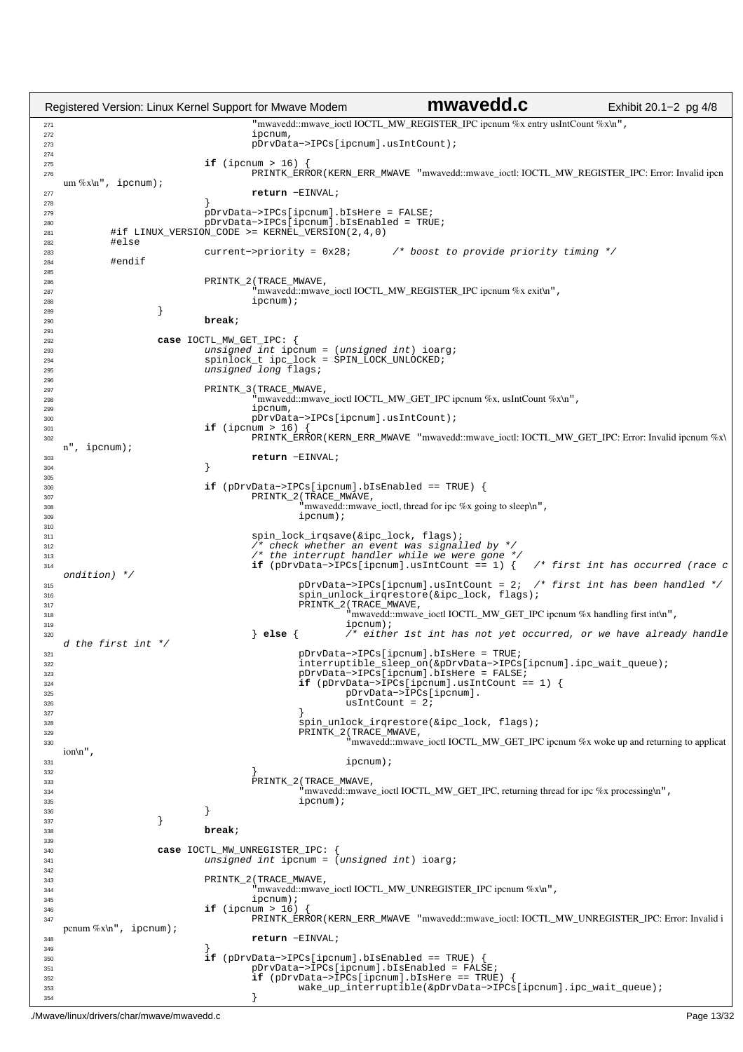```c
271                                 "mwavedd::mwave_ioctl IOCTL_MW_REGISTER_IPC ipcnum %x entry usIntCount %x\n",
272                                 ipcnum,
273                                 pDrvData->IPCs[ipcnum].usIntCount);
274 
275                         if (ipcnum > 16) {
276                                 PRINTK_ERROR(KERN_ERR_MWAVE "mwavedd::mwave_ioctl: IOCTL_MW_REGISTER_IPC: Error: Invalid ipcnum %x\n", ipcnum);
277                                 return -EINVAL;
278                         }
279                         pDrvData->IPCs[ipcnum].bIsHere = FALSE;
280                         pDrvData->IPCs[ipcnum].bIsEnabled = TRUE;
281         #if LINUX_VERSION_CODE >= KERNEL_VERSION(2,4,0)
282         #else
283                         current->priority = 0x28;       /* boost to provide priority timing */
284         #endif
285 
286                         PRINTK_2(TRACE_MWAVE,
287                                 "mwavedd::mwave_ioctl IOCTL_MW_REGISTER_IPC ipcnum %x exit\n",
288                                 ipcnum);
289                 }
290                         break;
291 
292                 case IOCTL_MW_GET_IPC: {
293                         unsigned int ipcnum = (unsigned int) ioarg;
294                         spinlock_t ipc_lock = SPIN_LOCK_UNLOCKED;
295                         unsigned long flags;
296 
297                         PRINTK_3(TRACE_MWAVE,
298                                 "mwavedd::mwave_ioctl IOCTL_MW_GET_IPC ipcnum %x, usIntCount %x\n",
299                                 ipcnum,
300                                 pDrvData->IPCs[ipcnum].usIntCount);
301                         if (ipcnum > 16) {
302                                 PRINTK_ERROR(KERN_ERR_MWAVE "mwavedd::mwave_ioctl: IOCTL_MW_GET_IPC: Error: Invalid ipcnum %x\n", ipcnum);
303                                 return -EINVAL;
304                         }
305 
306                         if (pDrvData->IPCs[ipcnum].bIsEnabled == TRUE) {
307                                 PRINTK_2(TRACE_MWAVE,
308                                         "mwavedd::mwave_ioctl, thread for ipc %x going to sleep\n",
309                                         ipcnum);
310 
311                                 spin_lock_irqsave(&ipc_lock, flags);
312                                 /* check whether an event was signalled by */
313                                 /* the interrupt handler while we were gone */
314                                 if (pDrvData->IPCs[ipcnum].usIntCount == 1) {   /* first int has occurred (race condition) */
315                                         pDrvData->IPCs[ipcnum].usIntCount = 2;  /* first int has been handled */
316                                         spin_unlock_irqrestore(&ipc_lock, flags);
317                                         PRINTK_2(TRACE_MWAVE,
318                                                 "mwavedd::mwave_ioctl IOCTL_MW_GET_IPC ipcnum %x handling first int\n",
319                                                 ipcnum);
320                                 } else {        /* either 1st int has not yet occurred, or we have already handled the first int */
321                                         pDrvData->IPCs[ipcnum].bIsHere = TRUE;
322                                         interruptible_sleep_on(&pDrvData->IPCs[ipcnum].ipc_wait_queue);
323                                         pDrvData->IPCs[ipcnum].bIsHere = FALSE;
324                                         if (pDrvData->IPCs[ipcnum].usIntCount == 1) {
325                                                 pDrvData->IPCs[ipcnum].
326                                                 usIntCount = 2;
327                                         }
328                                         spin_unlock_irqrestore(&ipc_lock, flags);
329                                         PRINTK_2(TRACE_MWAVE,
330                                                 "mwavedd::mwave_ioctl IOCTL_MW_GET_IPC ipcnum %x woke up and returning to application\n",
331                                                 ipcnum);
332                                 }
333                                 PRINTK_2(TRACE_MWAVE,
334                                         "mwavedd::mwave_ioctl IOCTL_MW_GET_IPC, returning thread for ipc %x processing\n",
335                                         ipcnum);
336                         }
337                 }
338                         break;
339 
340                 case IOCTL_MW_UNREGISTER_IPC: {
341                         unsigned int ipcnum = (unsigned int) ioarg;
342 
343                         PRINTK_2(TRACE_MWAVE,
344                                 "mwavedd::mwave_ioctl IOCTL_MW_UNREGISTER_IPC ipcnum %x\n",
345                                 ipcnum);
346                         if (ipcnum > 16) {
347                                 PRINTK_ERROR(KERN_ERR_MWAVE "mwavedd::mwave_ioctl: IOCTL_MW_UNREGISTER_IPC: Error: Invalid ipcnum %x\n", ipcnum);
348                                 return -EINVAL;
349                         }
350                         if (pDrvData->IPCs[ipcnum].bIsEnabled == TRUE) {
351                                 pDrvData->IPCs[ipcnum].bIsEnabled = FALSE;
352                                 if (pDrvData->IPCs[ipcnum].bIsHere == TRUE) {
353                                         wake_up_interruptible(&pDrvData->IPCs[ipcnum].ipc_wait_queue);
354                                 }
```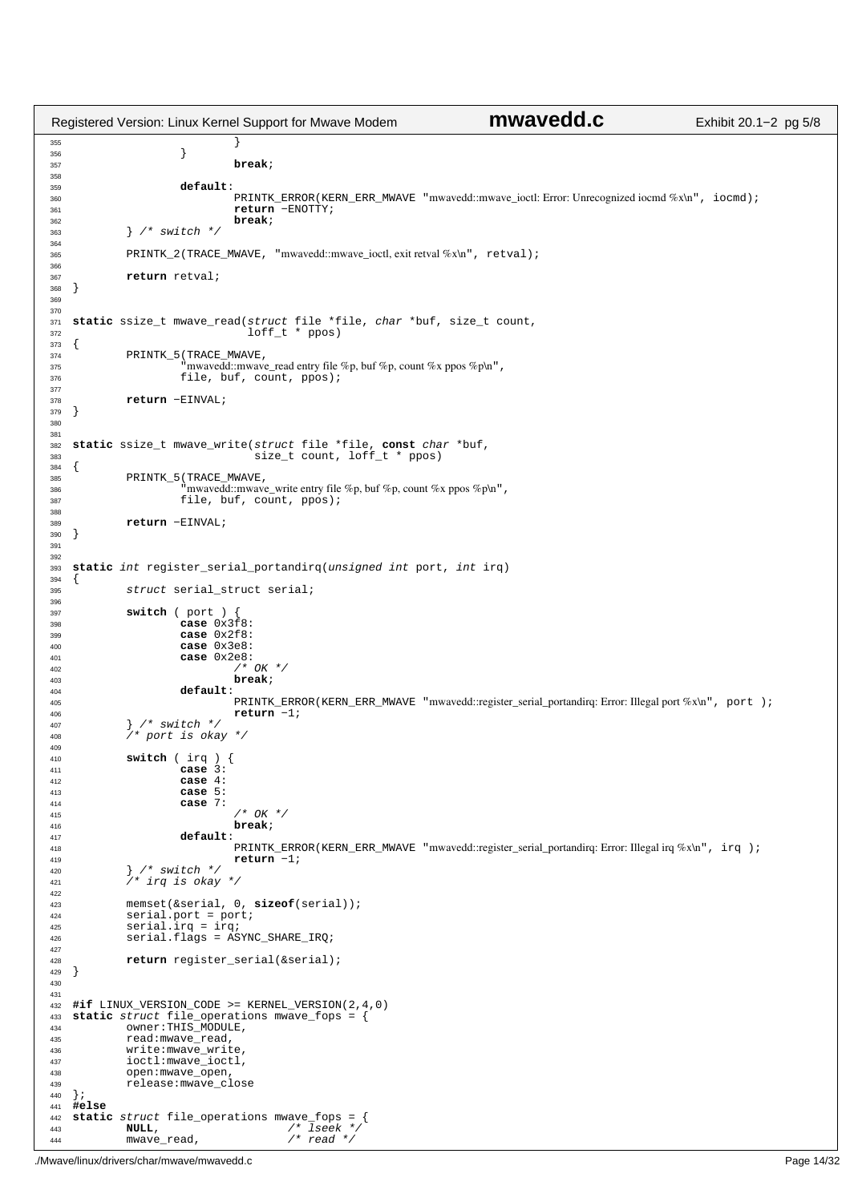```c
			}
		}
			break;

		default:
			PRINTK_ERROR(KERN_ERR_MWAVE "mwavedd::mwave_ioctl: Error: Unrecognized iocmd %x\n", iocmd);
			return -ENOTTY;
			break;
	} /* switch */

	PRINTK_2(TRACE_MWAVE, "mwavedd::mwave_ioctl, exit retval %x\n", retval);

	return retval;
}


static ssize_t mwave_read(struct file *file, char *buf, size_t count,
                          loff_t * ppos)
{
	PRINTK_5(TRACE_MWAVE,
		"mwavedd::mwave_read entry file %p, buf %p, count %x ppos %p\n",
		file, buf, count, ppos);

	return -EINVAL;
}


static ssize_t mwave_write(struct file *file, const char *buf,
                           size_t count, loff_t * ppos)
{
	PRINTK_5(TRACE_MWAVE,
		"mwavedd::mwave_write entry file %p, buf %p, count %x ppos %p\n",
		file, buf, count, ppos);

	return -EINVAL;
}


static int register_serial_portandirq(unsigned int port, int irq)
{
	struct serial_struct serial;

	switch ( port ) {
		case 0x3f8:
		case 0x2f8:
		case 0x3e8:
		case 0x2e8:
			/* OK */
			break;
		default:
			PRINTK_ERROR(KERN_ERR_MWAVE "mwavedd::register_serial_portandirq: Error: Illegal port %x\n", port );
			return -1;
	} /* switch */
	/* port is okay */

	switch ( irq ) {
		case 3:
		case 4:
		case 5:
		case 7:
			/* OK */
			break;
		default:
			PRINTK_ERROR(KERN_ERR_MWAVE "mwavedd::register_serial_portandirq: Error: Illegal irq %x\n", irq );
			return -1;
	} /* switch */
	/* irq is okay */

	memset(&serial, 0, sizeof(serial));
	serial.port = port;
	serial.irq = irq;
	serial.flags = ASYNC_SHARE_IRQ;

	return register_serial(&serial);
}


#if LINUX_VERSION_CODE >= KERNEL_VERSION(2,4,0)
static struct file_operations mwave_fops = {
	owner:THIS_MODULE,
	read:mwave_read,
	write:mwave_write,
	ioctl:mwave_ioctl,
	open:mwave_open,
	release:mwave_close
};
#else
static struct file_operations mwave_fops = {
	NULL,			/* lseek */
	mwave_read,		/* read */
```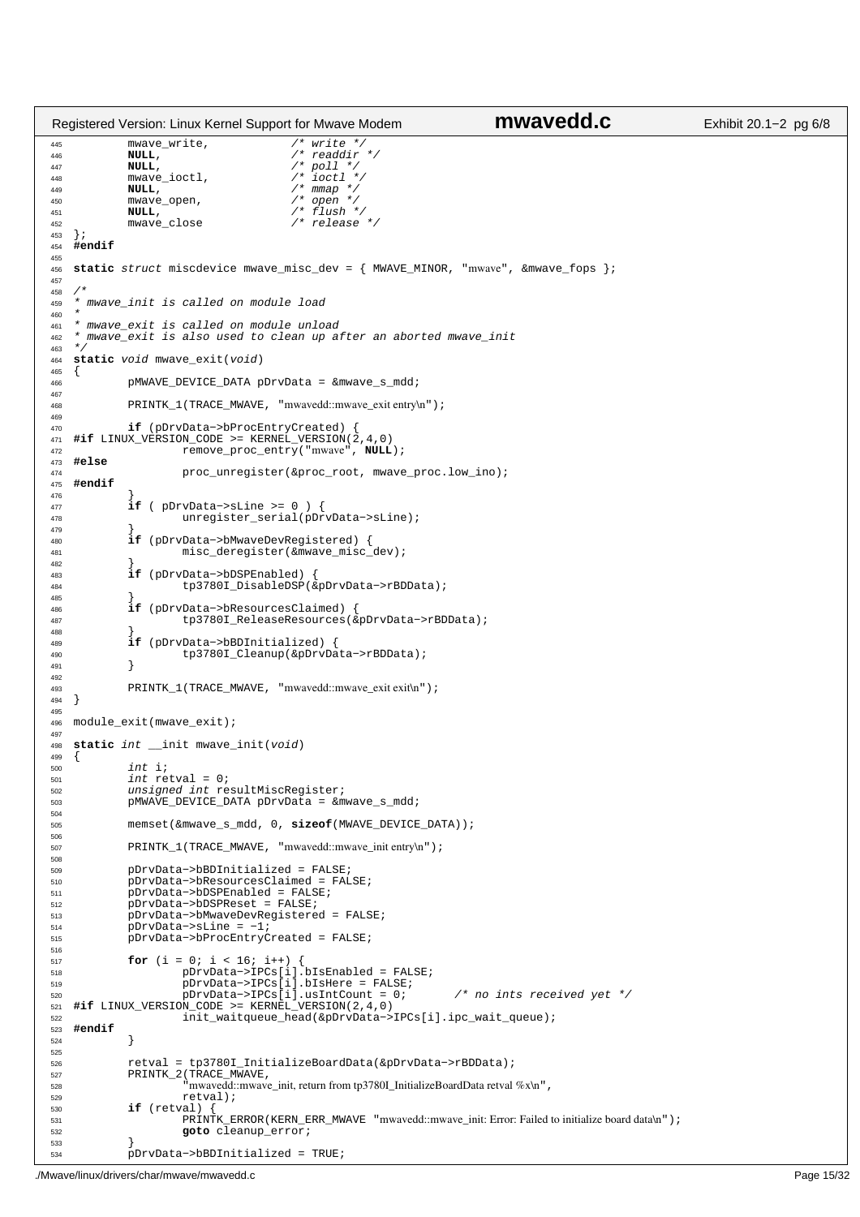```c
        mwave_write,            /* write */
        NULL,                   /* readdir */
        NULL,                   /* poll */
        mwave_ioctl,            /* ioctl */
        NULL,                   /* mmap */
        mwave_open,             /* open */
        NULL,                   /* flush */
        mwave_close             /* release */
};
#endif

static struct miscdevice mwave_misc_dev = { MWAVE_MINOR, "mwave", &mwave_fops };

/*
* mwave_init is called on module load
*
* mwave_exit is called on module unload
* mwave_exit is also used to clean up after an aborted mwave_init
*/
static void mwave_exit(void)
{
        pMWAVE_DEVICE_DATA pDrvData = &mwave_s_mdd;

        PRINTK_1(TRACE_MWAVE, "mwavedd::mwave_exit entry\n");

        if (pDrvData->bProcEntryCreated) {
#if LINUX_VERSION_CODE >= KERNEL_VERSION(2,4,0)
                remove_proc_entry("mwave", NULL);
#else
                proc_unregister(&proc_root, mwave_proc.low_ino);
#endif
        }
        if ( pDrvData->sLine >= 0 ) {
                unregister_serial(pDrvData->sLine);
        }
        if (pDrvData->bMwaveDevRegistered) {
                misc_deregister(&mwave_misc_dev);
        }
        if (pDrvData->bDSPEnabled) {
                tp3780I_DisableDSP(&pDrvData->rBDData);
        }
        if (pDrvData->bResourcesClaimed) {
                tp3780I_ReleaseResources(&pDrvData->rBDData);
        }
        if (pDrvData->bBDInitialized) {
                tp3780I_Cleanup(&pDrvData->rBDData);
        }

        PRINTK_1(TRACE_MWAVE, "mwavedd::mwave_exit exit\n");
}

module_exit(mwave_exit);

static int __init mwave_init(void)
{
        int i;
        int retval = 0;
        unsigned int resultMiscRegister;
        pMWAVE_DEVICE_DATA pDrvData = &mwave_s_mdd;

        memset(&mwave_s_mdd, 0, sizeof(MWAVE_DEVICE_DATA));

        PRINTK_1(TRACE_MWAVE, "mwavedd::mwave_init entry\n");

        pDrvData->bBDInitialized = FALSE;
        pDrvData->bResourcesClaimed = FALSE;
        pDrvData->bDSPEnabled = FALSE;
        pDrvData->bDSPReset = FALSE;
        pDrvData->bMwaveDevRegistered = FALSE;
        pDrvData->sLine = -1;
        pDrvData->bProcEntryCreated = FALSE;

        for (i = 0; i < 16; i++) {
                pDrvData->IPCs[i].bIsEnabled = FALSE;
                pDrvData->IPCs[i].bIsHere = FALSE;
                pDrvData->IPCs[i].usIntCount = 0;       /* no ints received yet */
#if LINUX_VERSION_CODE >= KERNEL_VERSION(2,4,0)
                init_waitqueue_head(&pDrvData->IPCs[i].ipc_wait_queue);
#endif
        }

        retval = tp3780I_InitializeBoardData(&pDrvData->rBDData);
        PRINTK_2(TRACE_MWAVE,
                "mwavedd::mwave_init, return from tp3780I_InitializeBoardData retval %x\n",
                retval);
        if (retval) {
                PRINTK_ERROR(KERN_ERR_MWAVE "mwavedd::mwave_init: Error: Failed to initialize board data\n");
                goto cleanup_error;
        }
        pDrvData->bBDInitialized = TRUE;
```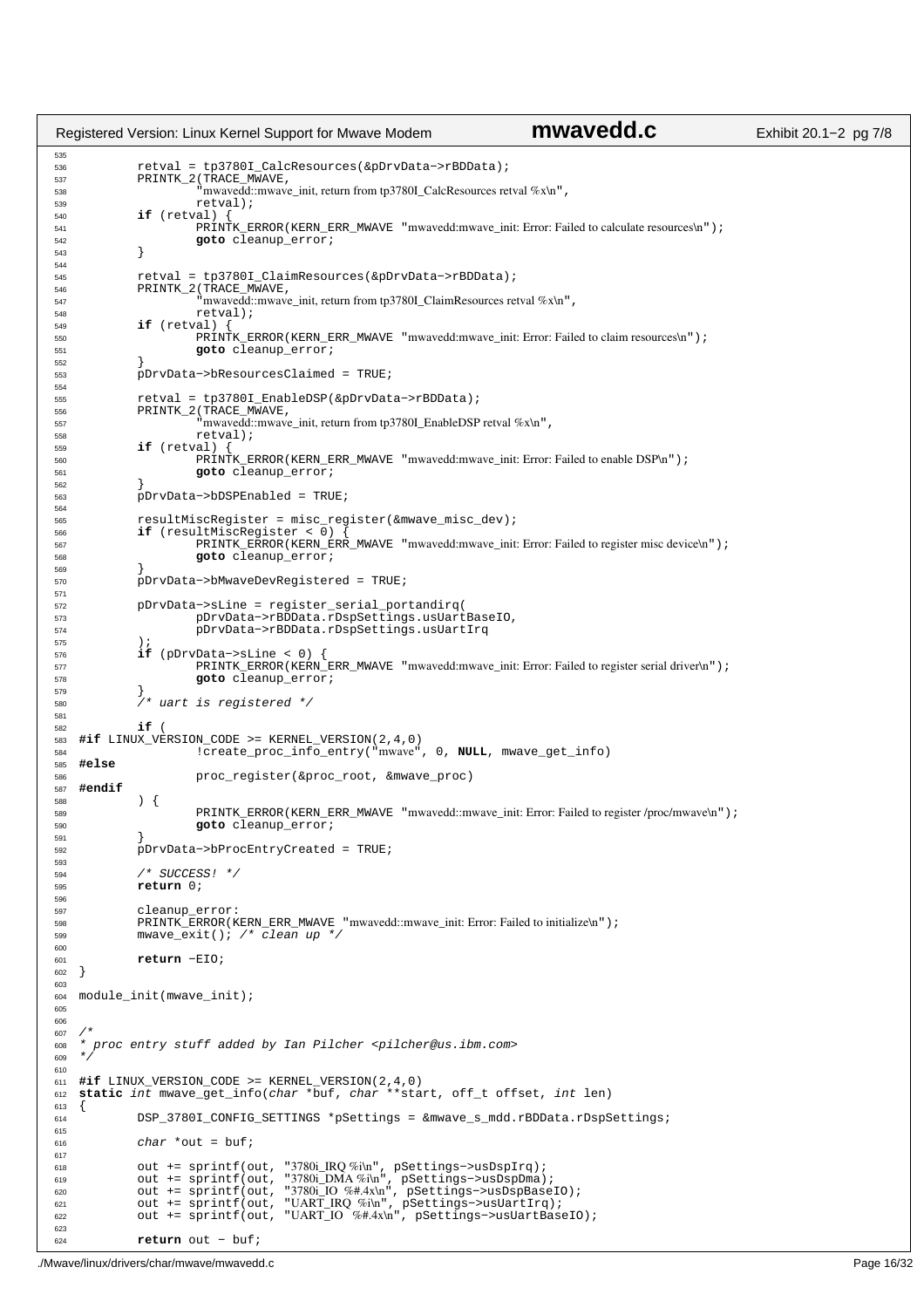```c
	retval = tp3780I_CalcResources(&pDrvData->rBDData);
	PRINTK_2(TRACE_MWAVE,
		"mwavedd::mwave_init, return from tp3780I_CalcResources retval %x\n",
		retval);
	if (retval) {
		PRINTK_ERROR(KERN_ERR_MWAVE "mwavedd:mwave_init: Error: Failed to calculate resources\n");
		goto cleanup_error;
	}

	retval = tp3780I_ClaimResources(&pDrvData->rBDData);
	PRINTK_2(TRACE_MWAVE,
		"mwavedd::mwave_init, return from tp3780I_ClaimResources retval %x\n",
		retval);
	if (retval) {
		PRINTK_ERROR(KERN_ERR_MWAVE "mwavedd:mwave_init: Error: Failed to claim resources\n");
		goto cleanup_error;
	}
	pDrvData->bResourcesClaimed = TRUE;

	retval = tp3780I_EnableDSP(&pDrvData->rBDData);
	PRINTK_2(TRACE_MWAVE,
		"mwavedd::mwave_init, return from tp3780I_EnableDSP retval %x\n",
		retval);
	if (retval) {
		PRINTK_ERROR(KERN_ERR_MWAVE "mwavedd:mwave_init: Error: Failed to enable DSP\n");
		goto cleanup_error;
	}
	pDrvData->bDSPEnabled = TRUE;

	resultMiscRegister = misc_register(&mwave_misc_dev);
	if (resultMiscRegister < 0) {
		PRINTK_ERROR(KERN_ERR_MWAVE "mwavedd:mwave_init: Error: Failed to register misc device\n");
		goto cleanup_error;
	}
	pDrvData->bMwaveDevRegistered = TRUE;

	pDrvData->sLine = register_serial_portandirq(
		pDrvData->rBDData.rDspSettings.usUartBaseIO,
		pDrvData->rBDData.rDspSettings.usUartIrq
	);
	if (pDrvData->sLine < 0) {
		PRINTK_ERROR(KERN_ERR_MWAVE "mwavedd:mwave_init: Error: Failed to register serial driver\n");
		goto cleanup_error;
	}
	/* uart is registered */

	if (
#if LINUX_VERSION_CODE >= KERNEL_VERSION(2,4,0)
		!create_proc_info_entry("mwave", 0, NULL, mwave_get_info)
#else
		proc_register(&proc_root, &mwave_proc)
#endif
	) {
		PRINTK_ERROR(KERN_ERR_MWAVE "mwavedd::mwave_init: Error: Failed to register /proc/mwave\n");
		goto cleanup_error;
	}
	pDrvData->bProcEntryCreated = TRUE;

	/* SUCCESS! */
	return 0;

	cleanup_error:
	PRINTK_ERROR(KERN_ERR_MWAVE "mwavedd::mwave_init: Error: Failed to initialize\n");
	mwave_exit(); /* clean up */

	return -EIO;
}

module_init(mwave_init);


/*
* proc entry stuff added by Ian Pilcher <pilcher@us.ibm.com>
*/

#if LINUX_VERSION_CODE >= KERNEL_VERSION(2,4,0)
static int mwave_get_info(char *buf, char **start, off_t offset, int len)
{
	DSP_3780I_CONFIG_SETTINGS *pSettings = &mwave_s_mdd.rBDData.rDspSettings;

	char *out = buf;

	out += sprintf(out, "3780i_IRQ %i\n", pSettings->usDspIrq);
	out += sprintf(out, "3780i_DMA %i\n", pSettings->usDspDma);
	out += sprintf(out, "3780i_IO %#.4x\n", pSettings->usDspBaseIO);
	out += sprintf(out, "UART_IRQ %i\n", pSettings->usUartIrq);
	out += sprintf(out, "UART_IO %#.4x\n", pSettings->usUartBaseIO);

	return out - buf;
```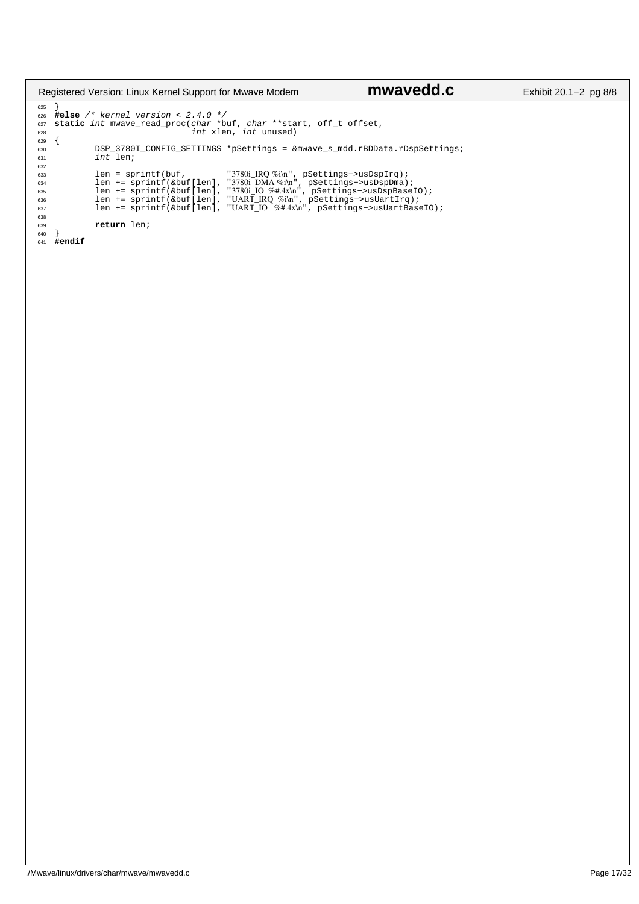```c
}
#else /* kernel version < 2.4.0 */
static int mwave_read_proc(char *buf, char **start, off_t offset,
                           int xlen, int unused)
{
        DSP_3780I_CONFIG_SETTINGS *pSettings = &mwave_s_mdd.rBDData.rDspSettings;
        int len;

        len = sprintf(buf,        "3780i_IRQ %i\n", pSettings->usDspIrq);
        len += sprintf(&buf[len], "3780i_DMA %i\n", pSettings->usDspDma);
        len += sprintf(&buf[len], "3780i_IO  %#.4x\n", pSettings->usDspBaseIO);
        len += sprintf(&buf[len], "UART_IRQ %i\n", pSettings->usUartIrq);
        len += sprintf(&buf[len], "UART_IO  %#.4x\n", pSettings->usUartBaseIO);

        return len;
}
#endif
```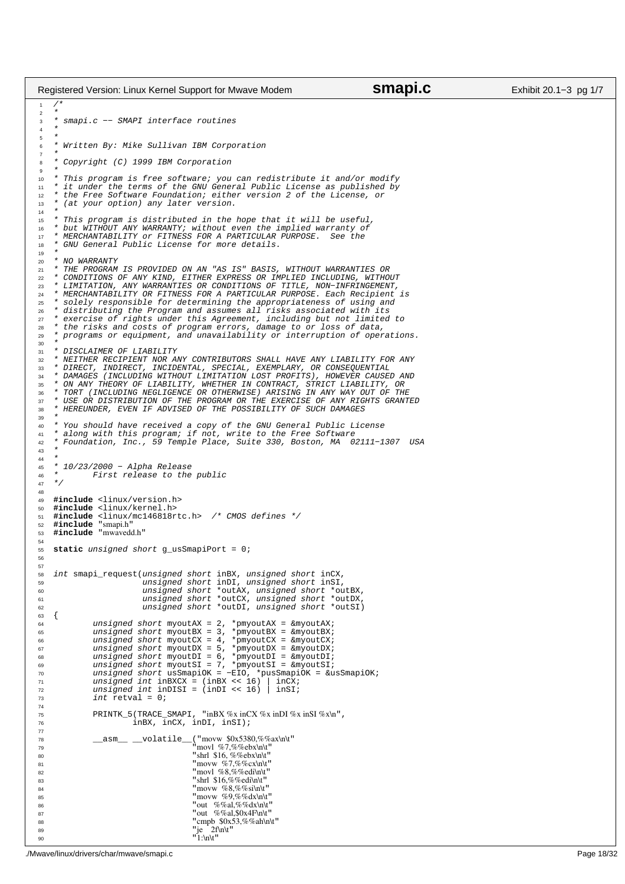```c
/*
 *
 * smapi.c -- SMAPI interface routines
 *
 *
 * Written By: Mike Sullivan IBM Corporation
 *
 * Copyright (C) 1999 IBM Corporation
 *
 * This program is free software; you can redistribute it and/or modify
 * it under the terms of the GNU General Public License as published by
 * the Free Software Foundation; either version 2 of the License, or
 * (at your option) any later version.
 *
 * This program is distributed in the hope that it will be useful,
 * but WITHOUT ANY WARRANTY; without even the implied warranty of
 * MERCHANTABILITY or FITNESS FOR A PARTICULAR PURPOSE.  See the
 * GNU General Public License for more details.
 *
 * NO WARRANTY
 * THE PROGRAM IS PROVIDED ON AN "AS IS" BASIS, WITHOUT WARRANTIES OR
 * CONDITIONS OF ANY KIND, EITHER EXPRESS OR IMPLIED INCLUDING, WITHOUT
 * LIMITATION, ANY WARRANTIES OR CONDITIONS OF TITLE, NON-INFRINGEMENT,
 * MERCHANTABILITY OR FITNESS FOR A PARTICULAR PURPOSE. Each Recipient is
 * solely responsible for determining the appropriateness of using and
 * distributing the Program and assumes all risks associated with its
 * exercise of rights under this Agreement, including but not limited to
 * the risks and costs of program errors, damage to or loss of data,
 * programs or equipment, and unavailability or interruption of operations.
 *
 * DISCLAIMER OF LIABILITY
 * NEITHER RECIPIENT NOR ANY CONTRIBUTORS SHALL HAVE ANY LIABILITY FOR ANY
 * DIRECT, INDIRECT, INCIDENTAL, SPECIAL, EXEMPLARY, OR CONSEQUENTIAL
 * DAMAGES (INCLUDING WITHOUT LIMITATION LOST PROFITS), HOWEVER CAUSED AND
 * ON ANY THEORY OF LIABILITY, WHETHER IN CONTRACT, STRICT LIABILITY, OR
 * TORT (INCLUDING NEGLIGENCE OR OTHERWISE) ARISING IN ANY WAY OUT OF THE
 * USE OR DISTRIBUTION OF THE PROGRAM OR THE EXERCISE OF ANY RIGHTS GRANTED
 * HEREUNDER, EVEN IF ADVISED OF THE POSSIBILITY OF SUCH DAMAGES
 *
 * You should have received a copy of the GNU General Public License
 * along with this program; if not, write to the Free Software
 * Foundation, Inc., 59 Temple Place, Suite 330, Boston, MA  02111-1307  USA
 *
 *
 * 10/23/2000 - Alpha Release
 *      First release to the public
 */

#include <linux/version.h>
#include <linux/kernel.h>
#include <linux/mc146818rtc.h>  /* CMOS defines */
#include "smapi.h"
#include "mwavedd.h"

static unsigned short g_usSmapiPort = 0;


int smapi_request(unsigned short inBX, unsigned short inCX,
                  unsigned short inDI, unsigned short inSI,
                  unsigned short *outAX, unsigned short *outBX,
                  unsigned short *outCX, unsigned short *outDX,
                  unsigned short *outDI, unsigned short *outSI)
{
        unsigned short myoutAX = 2, *pmyoutAX = &myoutAX;
        unsigned short myoutBX = 3, *pmyoutBX = &myoutBX;
        unsigned short myoutCX = 4, *pmyoutCX = &myoutCX;
        unsigned short myoutDX = 5, *pmyoutDX = &myoutDX;
        unsigned short myoutDI = 6, *pmyoutDI = &myoutDI;
        unsigned short myoutSI = 7, *pmyoutSI = &myoutSI;
        unsigned short usSmapiOK = -EIO, *pusSmapiOK = &usSmapiOK;
        unsigned int inBXCX = (inBX << 16) | inCX;
        unsigned int inDISI = (inDI << 16) | inSI;
        int retval = 0;

        PRINTK_5(TRACE_SMAPI, "inBX %x inCX %x inDI %x inSI %x\n",
                inBX, inCX, inDI, inSI);

        __asm__ __volatile__("movw  $0x5380,%%ax\n\t"
                             "movl  %7,%%ebx\n\t"
                             "shrl  $16, %%ebx\n\t"
                             "movw  %7,%%cx\n\t"
                             "movl  %8,%%edi\n\t"
                             "shrl  $16,%%edi\n\t"
                             "movw  %8,%%si\n\t"
                             "movw  %9,%%dx\n\t"
                             "out   %%al,%%dx\n\t"
                             "out   %%al,$0x4F\n\t"
                             "cmpb  $0x53,%%ah\n\t"
                             "je    2f\n\t"
                             "1:\n\t"
```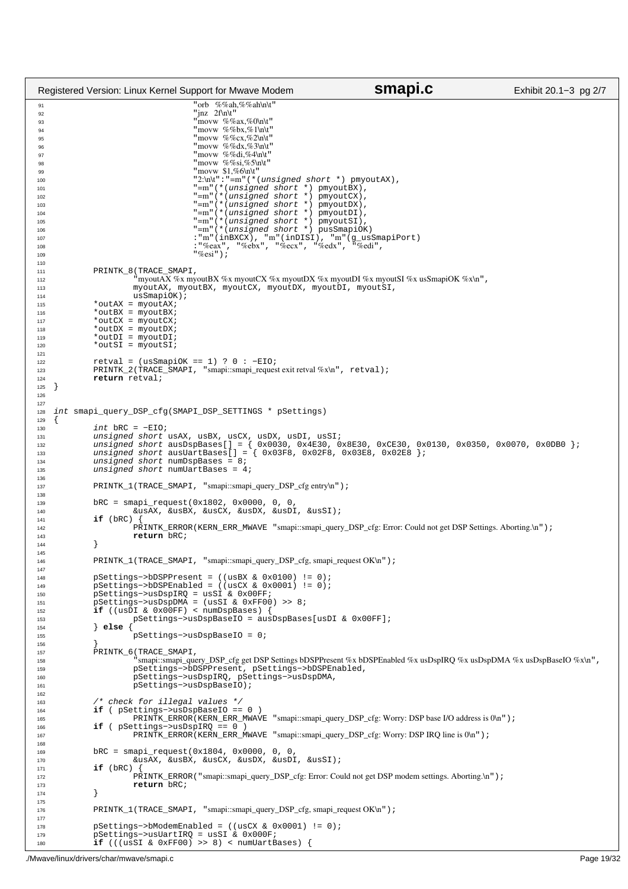```c
                                "orb  %%ah,%%ah\n\t"
                                "jnz  2f\n\t"
                                "movw  %%ax,%0\n\t"
                                "movw  %%bx,%1\n\t"
                                "movw  %%cx,%2\n\t"
                                "movw  %%dx,%3\n\t"
                                "movw  %%di,%4\n\t"
                                "movw  %%si,%5\n\t"
                                "movw  $1,%6\n\t"
                                "2:\n\t":"=m"(*(unsigned short *) pmyoutAX),
                                "=m"(*(unsigned short *) pmyoutBX),
                                "=m"(*(unsigned short *) pmyoutCX),
                                "=m"(*(unsigned short *) pmyoutDX),
                                "=m"(*(unsigned short *) pmyoutDI),
                                "=m"(*(unsigned short *) pmyoutSI),
                                "=m"(*(unsigned short *) pusSmapiOK)
                                :"m"(inBXCX), "m"(inDISI), "m"(g_usSmapiPort)
                                :"%eax", "%ebx", "%ecx", "%edx", "%edi",
                                "%esi");

        PRINTK_8(TRACE_SMAPI,
                "myoutAX %x myoutBX %x myoutCX %x myoutDX %x myoutDI %x myoutSI %x usSmapiOK %x\n",
                myoutAX, myoutBX, myoutCX, myoutDX, myoutDI, myoutSI,
                usSmapiOK);
        *outAX = myoutAX;
        *outBX = myoutBX;
        *outCX = myoutCX;
        *outDX = myoutDX;
        *outDI = myoutDI;
        *outSI = myoutSI;

        retval = (usSmapiOK == 1) ? 0 : -EIO;
        PRINTK_2(TRACE_SMAPI, "smapi::smapi_request exit retval %x\n", retval);
        return retval;
}


int smapi_query_DSP_cfg(SMAPI_DSP_SETTINGS * pSettings)
{
        int bRC = -EIO;
        unsigned short usAX, usBX, usCX, usDX, usDI, usSI;
        unsigned short ausDspBases[] = { 0x0030, 0x4E30, 0x8E30, 0xCE30, 0x0130, 0x0350, 0x0070, 0x0DB0 };
        unsigned short ausUartBases[] = { 0x03F8, 0x02F8, 0x03E8, 0x02E8 };
        unsigned short numDspBases = 8;
        unsigned short numUartBases = 4;

        PRINTK_1(TRACE_SMAPI, "smapi::smapi_query_DSP_cfg entry\n");

        bRC = smapi_request(0x1802, 0x0000, 0, 0,
                &usAX, &usBX, &usCX, &usDX, &usDI, &usSI);
        if (bRC) {
                PRINTK_ERROR(KERN_ERR_MWAVE "smapi::smapi_query_DSP_cfg: Error: Could not get DSP Settings. Aborting.\n");
                return bRC;
        }

        PRINTK_1(TRACE_SMAPI, "smapi::smapi_query_DSP_cfg, smapi_request OK\n");

        pSettings->bDSPPresent = ((usBX & 0x0100) != 0);
        pSettings->bDSPEnabled = ((usCX & 0x0001) != 0);
        pSettings->usDspIRQ = usSI & 0x00FF;
        pSettings->usDspDMA = (usSI & 0xFF00) >> 8;
        if ((usDI & 0x00FF) < numDspBases) {
                pSettings->usDspBaseIO = ausDspBases[usDI & 0x00FF];
        } else {
                pSettings->usDspBaseIO = 0;
        }
        PRINTK_6(TRACE_SMAPI,
                "smapi::smapi_query_DSP_cfg get DSP Settings bDSPPresent %x bDSPEnabled %x usDspIRQ %x usDspDMA %x usDspBaseIO %x\n",
                pSettings->bDSPPresent, pSettings->bDSPEnabled,
                pSettings->usDspIRQ, pSettings->usDspDMA,
                pSettings->usDspBaseIO);

        /* check for illegal values */
        if ( pSettings->usDspBaseIO == 0 )
                PRINTK_ERROR(KERN_ERR_MWAVE "smapi::smapi_query_DSP_cfg: Worry: DSP base I/O address is 0\n");
        if ( pSettings->usDspIRQ == 0 )
                PRINTK_ERROR(KERN_ERR_MWAVE "smapi::smapi_query_DSP_cfg: Worry: DSP IRQ line is 0\n");

        bRC = smapi_request(0x1804, 0x0000, 0, 0,
                &usAX, &usBX, &usCX, &usDX, &usDI, &usSI);
        if (bRC) {
                PRINTK_ERROR("smapi::smapi_query_DSP_cfg: Error: Could not get DSP modem settings. Aborting.\n");
                return bRC;
        }

        PRINTK_1(TRACE_SMAPI, "smapi::smapi_query_DSP_cfg, smapi_request OK\n");

        pSettings->bModemEnabled = ((usCX & 0x0001) != 0);
        pSettings->usUartIRQ = usSI & 0x000F;
        if (((usSI & 0xFF00) >> 8) < numUartBases) {
```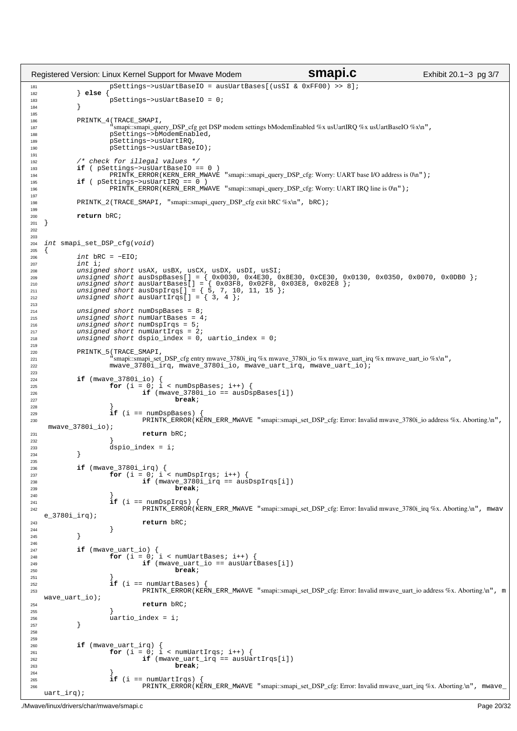```c
                pSettings->usUartBaseIO = ausUartBases[(usSI & 0xFF00) >> 8];
        } else {
                pSettings->usUartBaseIO = 0;
        }

        PRINTK_4(TRACE_SMAPI,
                "smapi::smapi_query_DSP_cfg get DSP modem settings bModemEnabled %x usUartIRQ %x usUartBaseIO %x\n",
                pSettings->bModemEnabled,
                pSettings->usUartIRQ,
                pSettings->usUartBaseIO);

        /* check for illegal values */
        if ( pSettings->usUartBaseIO == 0 )
                PRINTK_ERROR(KERN_ERR_MWAVE "smapi::smapi_query_DSP_cfg: Worry: UART base I/O address is 0\n");
        if ( pSettings->usUartIRQ == 0 )
                PRINTK_ERROR(KERN_ERR_MWAVE "smapi::smapi_query_DSP_cfg: Worry: UART IRQ line is 0\n");

        PRINTK_2(TRACE_SMAPI, "smapi::smapi_query_DSP_cfg exit bRC %x\n", bRC);

        return bRC;
}


int smapi_set_DSP_cfg(void)
{
        int bRC = -EIO;
        int i;
        unsigned short usAX, usBX, usCX, usDX, usDI, usSI;
        unsigned short ausDspBases[] = { 0x0030, 0x4E30, 0x8E30, 0xCE30, 0x0130, 0x0350, 0x0070, 0x0DB0 };
        unsigned short ausUartBases[] = { 0x03F8, 0x02F8, 0x03E8, 0x02E8 };
        unsigned short ausDspIrqs[] = { 5, 7, 10, 11, 15 };
        unsigned short ausUartIrqs[] = { 3, 4 };

        unsigned short numDspBases = 8;
        unsigned short numUartBases = 4;
        unsigned short numDspIrqs = 5;
        unsigned short numUartIrqs = 2;
        unsigned short dspio_index = 0, uartio_index = 0;

        PRINTK_5(TRACE_SMAPI,
                "smapi::smapi_set_DSP_cfg entry mwave_3780i_irq %x mwave_3780i_io %x mwave_uart_irq %x mwave_uart_io %x\n",
                mwave_3780i_irq, mwave_3780i_io, mwave_uart_irq, mwave_uart_io);

        if (mwave_3780i_io) {
                for (i = 0; i < numDspBases; i++) {
                        if (mwave_3780i_io == ausDspBases[i])
                                break;
                }
                if (i == numDspBases) {
                        PRINTK_ERROR(KERN_ERR_MWAVE "smapi::smapi_set_DSP_cfg: Error: Invalid mwave_3780i_io address %x. Aborting.\n",
 mwave_3780i_io);
                        return bRC;
                }
                dspio_index = i;
        }

        if (mwave_3780i_irq) {
                for (i = 0; i < numDspIrqs; i++) {
                        if (mwave_3780i_irq == ausDspIrqs[i])
                                break;
                }
                if (i == numDspIrqs) {
                        PRINTK_ERROR(KERN_ERR_MWAVE "smapi::smapi_set_DSP_cfg: Error: Invalid mwave_3780i_irq %x. Aborting.\n", mwav
e_3780i_irq);
                        return bRC;
                }
        }

        if (mwave_uart_io) {
                for (i = 0; i < numUartBases; i++) {
                        if (mwave_uart_io == ausUartBases[i])
                                break;
                }
                if (i == numUartBases) {
                        PRINTK_ERROR(KERN_ERR_MWAVE "smapi::smapi_set_DSP_cfg: Error: Invalid mwave_uart_io address %x. Aborting.\n", m
wave_uart_io);
                        return bRC;
                }
                uartio_index = i;
        }


        if (mwave_uart_irq) {
                for (i = 0; i < numUartIrqs; i++) {
                        if (mwave_uart_irq == ausUartIrqs[i])
                                break;
                }
                if (i == numUartIrqs) {
                        PRINTK_ERROR(KERN_ERR_MWAVE "smapi::smapi_set_DSP_cfg: Error: Invalid mwave_uart_irq %x. Aborting.\n", mwave_
uart_irq);
```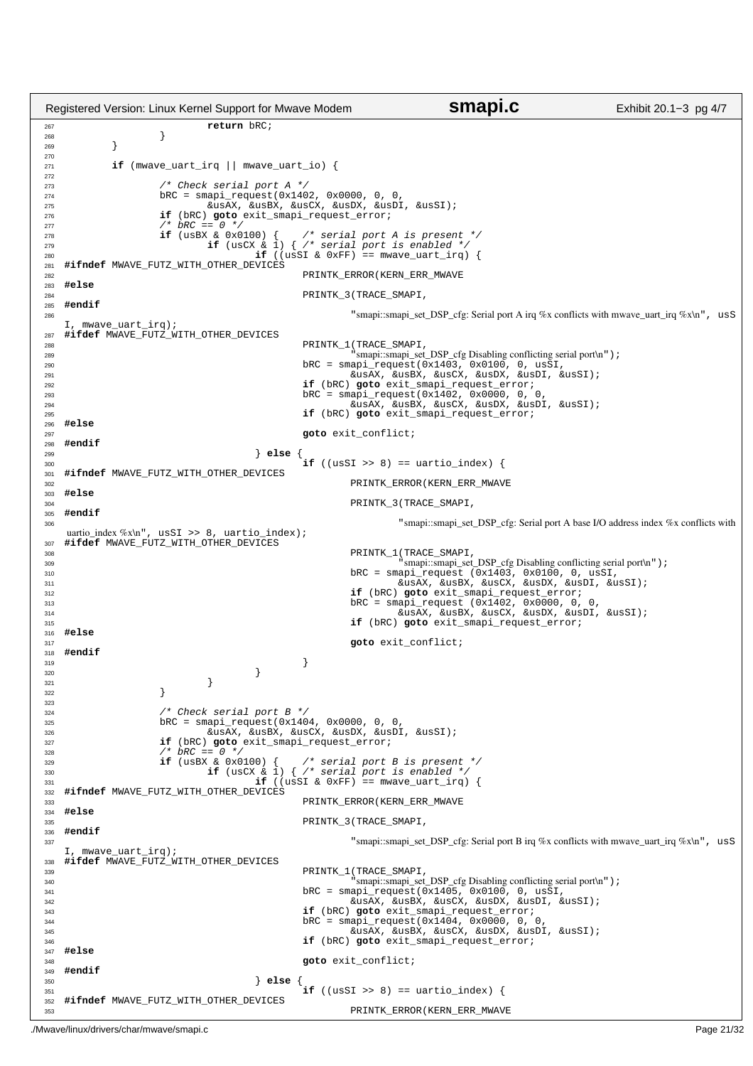```c
                        return bRC;
                }
        }

        if (mwave_uart_irq || mwave_uart_io) {

                /* Check serial port A */
                bRC = smapi_request(0x1402, 0x0000, 0, 0,
                        &usAX, &usBX, &usCX, &usDX, &usDI, &usSI);
                if (bRC) goto exit_smapi_request_error;
                /* bRC == 0 */
                if (usBX & 0x0100) {    /* serial port A is present */
                        if (usCX & 1) { /* serial port is enabled */
                                if ((usSI & 0xFF) == mwave_uart_irq) {
#ifndef MWAVE_FUTZ_WITH_OTHER_DEVICES
                                        PRINTK_ERROR(KERN_ERR_MWAVE
#else
                                        PRINTK_3(TRACE_SMAPI,
#endif
                                                "smapi::smapi_set_DSP_cfg: Serial port A irq %x conflicts with mwave_uart_irq %x\n", usSI, mwave_uart_irq);
#ifdef MWAVE_FUTZ_WITH_OTHER_DEVICES
                                        PRINTK_1(TRACE_SMAPI,
                                                "smapi::smapi_set_DSP_cfg Disabling conflicting serial port\n");
                                        bRC = smapi_request(0x1403, 0x0100, 0, usSI,
                                                &usAX, &usBX, &usCX, &usDX, &usDI, &usSI);
                                        if (bRC) goto exit_smapi_request_error;
                                        bRC = smapi_request(0x1402, 0x0000, 0, 0,
                                                &usAX, &usBX, &usCX, &usDX, &usDI, &usSI);
                                        if (bRC) goto exit_smapi_request_error;
#else
                                        goto exit_conflict;
#endif
                                } else {
                                        if ((usSI >> 8) == uartio_index) {
#ifndef MWAVE_FUTZ_WITH_OTHER_DEVICES
                                                PRINTK_ERROR(KERN_ERR_MWAVE
#else
                                                PRINTK_3(TRACE_SMAPI,
#endif
                                                        "smapi::smapi_set_DSP_cfg: Serial port A base I/O address index %x conflicts with uartio_index %x\n", usSI >> 8, uartio_index);
#ifdef MWAVE_FUTZ_WITH_OTHER_DEVICES
                                                PRINTK_1(TRACE_SMAPI,
                                                        "smapi::smapi_set_DSP_cfg Disabling conflicting serial port\n");
                                                bRC = smapi_request (0x1403, 0x0100, 0, usSI,
                                                        &usAX, &usBX, &usCX, &usDX, &usDI, &usSI);
                                                if (bRC) goto exit_smapi_request_error;
                                                bRC = smapi_request (0x1402, 0x0000, 0, 0,
                                                        &usAX, &usBX, &usCX, &usDX, &usDI, &usSI);
                                                if (bRC) goto exit_smapi_request_error;
#else
                                                goto exit_conflict;
#endif
                                        }
                                }
                        }
                }

                /* Check serial port B */
                bRC = smapi_request(0x1404, 0x0000, 0, 0,
                        &usAX, &usBX, &usCX, &usDX, &usDI, &usSI);
                if (bRC) goto exit_smapi_request_error;
                /* bRC == 0 */
                if (usBX & 0x0100) {    /* serial port B is present */
                        if (usCX & 1) { /* serial port is enabled */
                                if ((usSI & 0xFF) == mwave_uart_irq) {
#ifndef MWAVE_FUTZ_WITH_OTHER_DEVICES
                                        PRINTK_ERROR(KERN_ERR_MWAVE
#else
                                        PRINTK_3(TRACE_SMAPI,
#endif
                                                "smapi::smapi_set_DSP_cfg: Serial port B irq %x conflicts with mwave_uart_irq %x\n", usSI, mwave_uart_irq);
#ifdef MWAVE_FUTZ_WITH_OTHER_DEVICES
                                        PRINTK_1(TRACE_SMAPI,
                                                "smapi::smapi_set_DSP_cfg Disabling conflicting serial port\n");
                                        bRC = smapi_request(0x1405, 0x0100, 0, usSI,
                                                &usAX, &usBX, &usCX, &usDX, &usDI, &usSI);
                                        if (bRC) goto exit_smapi_request_error;
                                        bRC = smapi_request(0x1404, 0x0000, 0, 0,
                                                &usAX, &usBX, &usCX, &usDX, &usDI, &usSI);
                                        if (bRC) goto exit_smapi_request_error;
#else
                                        goto exit_conflict;
#endif
                                } else {
                                        if ((usSI >> 8) == uartio_index) {
#ifndef MWAVE_FUTZ_WITH_OTHER_DEVICES
                                                PRINTK_ERROR(KERN_ERR_MWAVE
```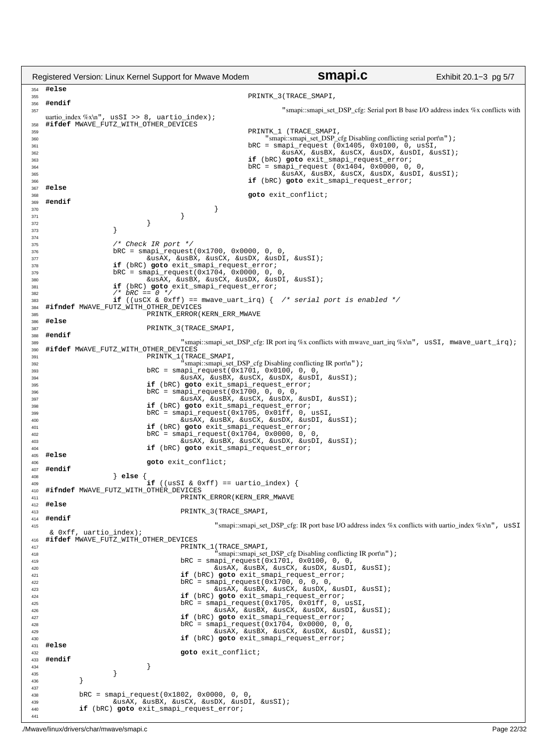```c
#else
                                        PRINTK_3(TRACE_SMAPI,
#endif
                                                "smapi::smapi_set_DSP_cfg: Serial port B base I/O address index %x conflicts with uartio_index %x\n", usSI >> 8, uartio_index);
#ifdef MWAVE_FUTZ_WITH_OTHER_DEVICES
                                        PRINTK_1 (TRACE_SMAPI,
                                                "smapi::smapi_set_DSP_cfg Disabling conflicting serial port\n");
                                        bRC = smapi_request (0x1405, 0x0100, 0, usSI,
                                                &usAX, &usBX, &usCX, &usDX, &usDI, &usSI);
                                        if (bRC) goto exit_smapi_request_error;
                                        bRC = smapi_request (0x1404, 0x0000, 0, 0,
                                                &usAX, &usBX, &usCX, &usDX, &usDI, &usSI);
                                        if (bRC) goto exit_smapi_request_error;
#else
                                        goto exit_conflict;
#endif
                                }
                        }
                }
        }

        /* Check IR port */
        bRC = smapi_request(0x1700, 0x0000, 0, 0,
                &usAX, &usBX, &usCX, &usDX, &usDI, &usSI);
        if (bRC) goto exit_smapi_request_error;
        bRC = smapi_request(0x1704, 0x0000, 0, 0,
                &usAX, &usBX, &usCX, &usDX, &usDI, &usSI);
        if (bRC) goto exit_smapi_request_error;
        /* bRC == 0 */
        if ((usCX & 0xff) == mwave_uart_irq) {  /* serial port is enabled */
#ifndef MWAVE_FUTZ_WITH_OTHER_DEVICES
                PRINTK_ERROR(KERN_ERR_MWAVE
#else
                PRINTK_3(TRACE_SMAPI,
#endif
                        "smapi::smapi_set_DSP_cfg: IR port irq %x conflicts with mwave_uart_irq %x\n", usSI, mwave_uart_irq);
#ifdef MWAVE_FUTZ_WITH_OTHER_DEVICES
                PRINTK_1(TRACE_SMAPI,
                        "smapi::smapi_set_DSP_cfg Disabling conflicting IR port\n");
                bRC = smapi_request(0x1701, 0x0100, 0, 0,
                        &usAX, &usBX, &usCX, &usDX, &usDI, &usSI);
                if (bRC) goto exit_smapi_request_error;
                bRC = smapi_request(0x1700, 0, 0, 0,
                        &usAX, &usBX, &usCX, &usDX, &usDI, &usSI);
                if (bRC) goto exit_smapi_request_error;
                bRC = smapi_request(0x1705, 0x01ff, 0, usSI,
                        &usAX, &usBX, &usCX, &usDX, &usDI, &usSI);
                if (bRC) goto exit_smapi_request_error;
                bRC = smapi_request(0x1704, 0x0000, 0, 0,
                        &usAX, &usBX, &usCX, &usDX, &usDI, &usSI);
                if (bRC) goto exit_smapi_request_error;
#else
                goto exit_conflict;
#endif
        } else {
                if ((usSI & 0xff) == uartio_index) {
#ifndef MWAVE_FUTZ_WITH_OTHER_DEVICES
                        PRINTK_ERROR(KERN_ERR_MWAVE
#else
                        PRINTK_3(TRACE_SMAPI,
#endif
                                "smapi::smapi_set_DSP_cfg: IR port base I/O address index %x conflicts with uartio_index %x\n", usSI & 0xff, uartio_index);
#ifdef MWAVE_FUTZ_WITH_OTHER_DEVICES
                        PRINTK_1(TRACE_SMAPI,
                                "smapi::smapi_set_DSP_cfg Disabling conflicting IR port\n");
                        bRC = smapi_request(0x1701, 0x0100, 0, 0,
                                &usAX, &usBX, &usCX, &usDX, &usDI, &usSI);
                        if (bRC) goto exit_smapi_request_error;
                        bRC = smapi_request(0x1700, 0, 0, 0,
                                &usAX, &usBX, &usCX, &usDX, &usDI, &usSI);
                        if (bRC) goto exit_smapi_request_error;
                        bRC = smapi_request(0x1705, 0x01ff, 0, usSI,
                                &usAX, &usBX, &usCX, &usDX, &usDI, &usSI);
                        if (bRC) goto exit_smapi_request_error;
                        bRC = smapi_request(0x1704, 0x0000, 0, 0,
                                &usAX, &usBX, &usCX, &usDX, &usDI, &usSI);
                        if (bRC) goto exit_smapi_request_error;
#else
                        goto exit_conflict;
#endif
                }
        }
}

bRC = smapi_request(0x1802, 0x0000, 0, 0,
        &usAX, &usBX, &usCX, &usDX, &usDI, &usSI);
if (bRC) goto exit_smapi_request_error;
```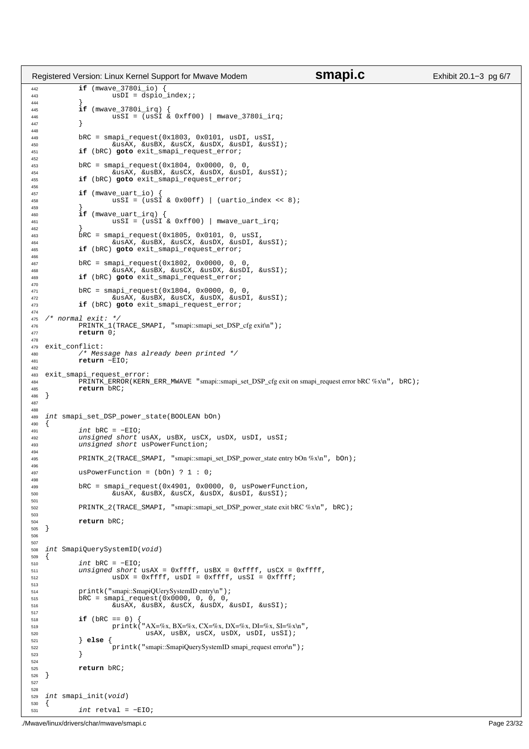```c
	if (mwave_3780i_io) {
		usDI = dspio_index;;
	}
	if (mwave_3780i_irq) {
		usSI = (usSI & 0xff00) | mwave_3780i_irq;
	}

	bRC = smapi_request(0x1803, 0x0101, usDI, usSI,
		&usAX, &usBX, &usCX, &usDX, &usDI, &usSI);
	if (bRC) goto exit_smapi_request_error;

	bRC = smapi_request(0x1804, 0x0000, 0, 0,
		&usAX, &usBX, &usCX, &usDX, &usDI, &usSI);
	if (bRC) goto exit_smapi_request_error;

	if (mwave_uart_io) {
		usSI = (usSI & 0x00ff) | (uartio_index << 8);
	}
	if (mwave_uart_irq) {
		usSI = (usSI & 0xff00) | mwave_uart_irq;
	}
	bRC = smapi_request(0x1805, 0x0101, 0, usSI,
		&usAX, &usBX, &usCX, &usDX, &usDI, &usSI);
	if (bRC) goto exit_smapi_request_error;

	bRC = smapi_request(0x1802, 0x0000, 0, 0,
		&usAX, &usBX, &usCX, &usDX, &usDI, &usSI);
	if (bRC) goto exit_smapi_request_error;

	bRC = smapi_request(0x1804, 0x0000, 0, 0,
		&usAX, &usBX, &usCX, &usDX, &usDI, &usSI);
	if (bRC) goto exit_smapi_request_error;

/* normal exit: */
	PRINTK_1(TRACE_SMAPI, "smapi::smapi_set_DSP_cfg exit\n");
	return 0;

exit_conflict:
	/* Message has already been printed */
	return -EIO;

exit_smapi_request_error:
	PRINTK_ERROR(KERN_ERR_MWAVE "smapi::smapi_set_DSP_cfg exit on smapi_request error bRC %x\n", bRC);
	return bRC;
}


int smapi_set_DSP_power_state(BOOLEAN bOn)
{
	int bRC = -EIO;
	unsigned short usAX, usBX, usCX, usDX, usDI, usSI;
	unsigned short usPowerFunction;

	PRINTK_2(TRACE_SMAPI, "smapi::smapi_set_DSP_power_state entry bOn %x\n", bOn);

	usPowerFunction = (bOn) ? 1 : 0;

	bRC = smapi_request(0x4901, 0x0000, 0, usPowerFunction,
		&usAX, &usBX, &usCX, &usDX, &usDI, &usSI);

	PRINTK_2(TRACE_SMAPI, "smapi::smapi_set_DSP_power_state exit bRC %x\n", bRC);

	return bRC;
}


int SmapiQuerySystemID(void)
{
	int bRC = -EIO;
	unsigned short usAX = 0xffff, usBX = 0xffff, usCX = 0xffff,
		usDX = 0xffff, usDI = 0xffff, usSI = 0xffff;

	printk("smapi::SmapiQUerySystemID entry\n");
	bRC = smapi_request(0x0000, 0, 0, 0,
		&usAX, &usBX, &usCX, &usDX, &usDI, &usSI);

	if (bRC == 0) {
		printk("AX=%x, BX=%x, CX=%x, DX=%x, DI=%x, SI=%x\n",
			usAX, usBX, usCX, usDX, usDI, usSI);
	} else {
		printk("smapi::SmapiQuerySystemID smapi_request error\n");
	}

	return bRC;
}


int smapi_init(void)
{
	int retval = -EIO;
```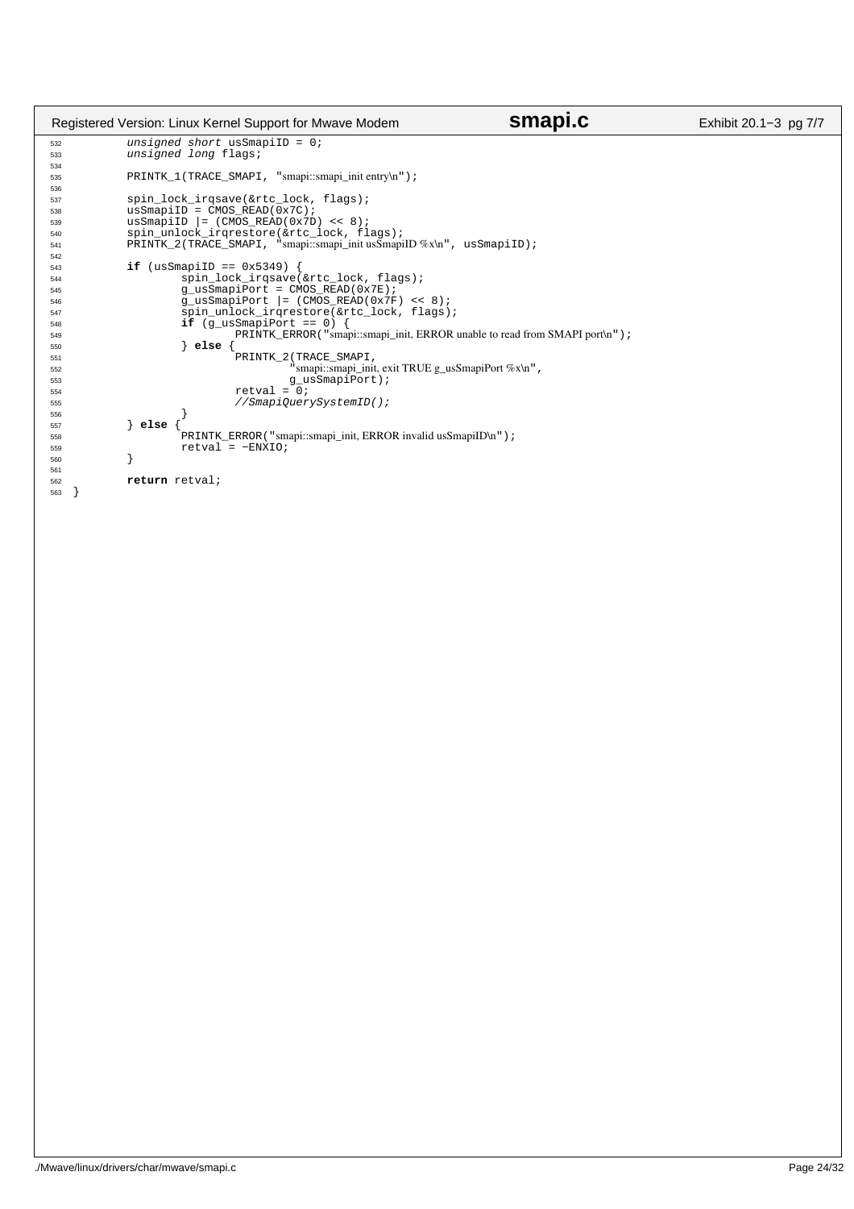```c
532         unsigned short usSmapiID = 0;
533         unsigned long flags;
534 
535         PRINTK_1(TRACE_SMAPI, "smapi::smapi_init entry\n");
536 
537         spin_lock_irqsave(&rtc_lock, flags);
538         usSmapiID = CMOS_READ(0x7C);
539         usSmapiID |= (CMOS_READ(0x7D) << 8);
540         spin_unlock_irqrestore(&rtc_lock, flags);
541         PRINTK_2(TRACE_SMAPI, "smapi::smapi_init usSmapiID %x\n", usSmapiID);
542 
543         if (usSmapiID == 0x5349) {
544                 spin_lock_irqsave(&rtc_lock, flags);
545                 g_usSmapiPort = CMOS_READ(0x7E);
546                 g_usSmapiPort |= (CMOS_READ(0x7F) << 8);
547                 spin_unlock_irqrestore(&rtc_lock, flags);
548                 if (g_usSmapiPort == 0) {
549                         PRINTK_ERROR("smapi::smapi_init, ERROR unable to read from SMAPI port\n");
550                 } else {
551                         PRINTK_2(TRACE_SMAPI,
552                                 "smapi::smapi_init, exit TRUE g_usSmapiPort %x\n",
553                                 g_usSmapiPort);
554                         retval = 0;
555                         //SmapiQuerySystemID();
556                 }
557         } else {
558                 PRINTK_ERROR("smapi::smapi_init, ERROR invalid usSmapiID\n");
559                 retval = -ENXIO;
560         }
561 
562         return retval;
563 }
```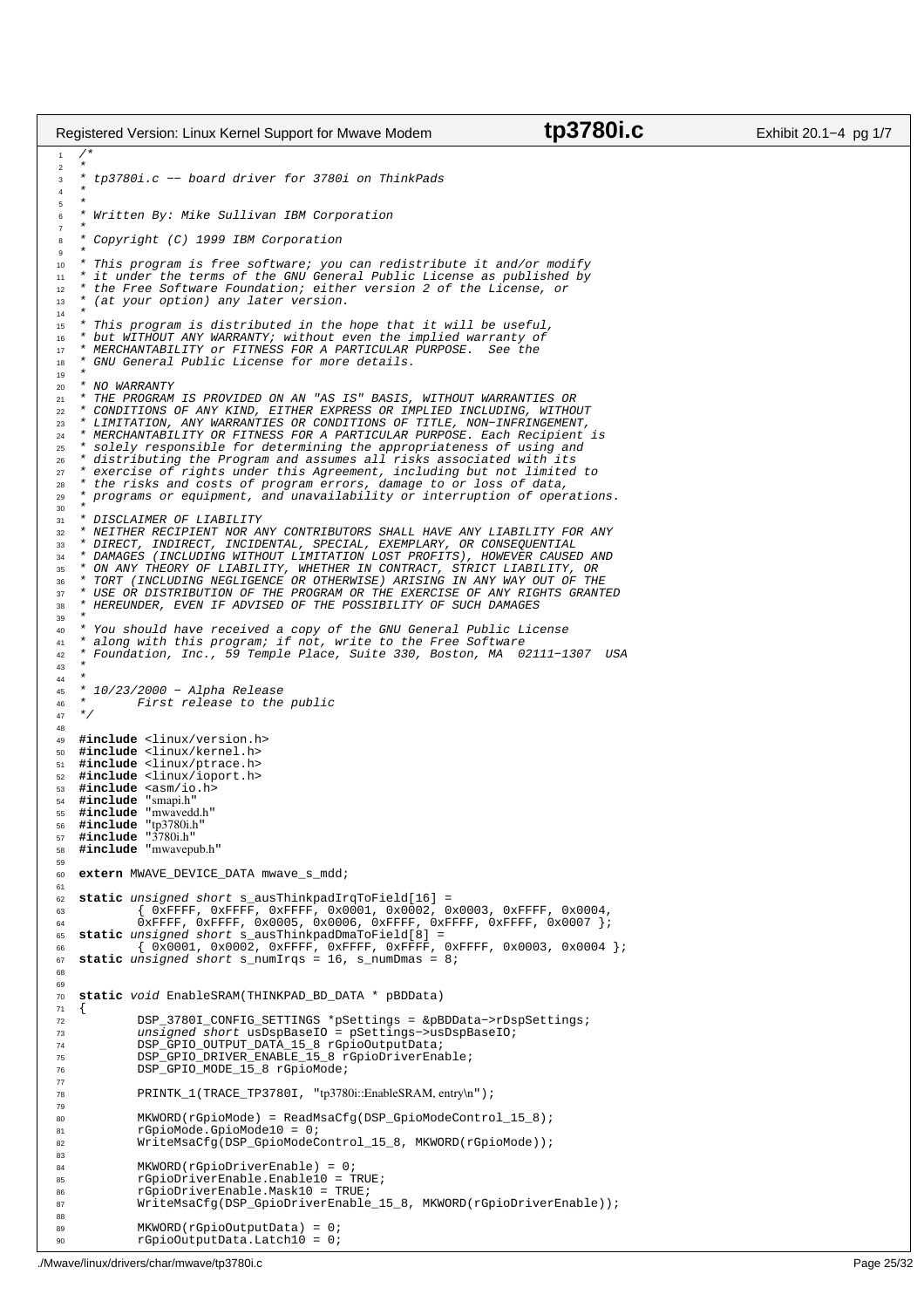```c
/*
 *
 * tp3780i.c -- board driver for 3780i on ThinkPads
 *
 *
 * Written By: Mike Sullivan IBM Corporation
 *
 * Copyright (C) 1999 IBM Corporation
 *
 * This program is free software; you can redistribute it and/or modify
 * it under the terms of the GNU General Public License as published by
 * the Free Software Foundation; either version 2 of the License, or
 * (at your option) any later version.
 *
 * This program is distributed in the hope that it will be useful,
 * but WITHOUT ANY WARRANTY; without even the implied warranty of
 * MERCHANTABILITY or FITNESS FOR A PARTICULAR PURPOSE.  See the
 * GNU General Public License for more details.
 *
 * NO WARRANTY
 * THE PROGRAM IS PROVIDED ON AN "AS IS" BASIS, WITHOUT WARRANTIES OR
 * CONDITIONS OF ANY KIND, EITHER EXPRESS OR IMPLIED INCLUDING, WITHOUT
 * LIMITATION, ANY WARRANTIES OR CONDITIONS OF TITLE, NON-INFRINGEMENT,
 * MERCHANTABILITY OR FITNESS FOR A PARTICULAR PURPOSE. Each Recipient is
 * solely responsible for determining the appropriateness of using and
 * distributing the Program and assumes all risks associated with its
 * exercise of rights under this Agreement, including but not limited to
 * the risks and costs of program errors, damage to or loss of data,
 * programs or equipment, and unavailability or interruption of operations.
 *
 * DISCLAIMER OF LIABILITY
 * NEITHER RECIPIENT NOR ANY CONTRIBUTORS SHALL HAVE ANY LIABILITY FOR ANY
 * DIRECT, INDIRECT, INCIDENTAL, SPECIAL, EXEMPLARY, OR CONSEQUENTIAL
 * DAMAGES (INCLUDING WITHOUT LIMITATION LOST PROFITS), HOWEVER CAUSED AND
 * ON ANY THEORY OF LIABILITY, WHETHER IN CONTRACT, STRICT LIABILITY, OR
 * TORT (INCLUDING NEGLIGENCE OR OTHERWISE) ARISING IN ANY WAY OUT OF THE
 * USE OR DISTRIBUTION OF THE PROGRAM OR THE EXERCISE OF ANY RIGHTS GRANTED
 * HEREUNDER, EVEN IF ADVISED OF THE POSSIBILITY OF SUCH DAMAGES
 *
 * You should have received a copy of the GNU General Public License
 * along with this program; if not, write to the Free Software
 * Foundation, Inc., 59 Temple Place, Suite 330, Boston, MA  02111-1307  USA
 *
 *
 * 10/23/2000 - Alpha Release
 *      First release to the public
 */

#include <linux/version.h>
#include <linux/kernel.h>
#include <linux/ptrace.h>
#include <linux/ioport.h>
#include <asm/io.h>
#include "smapi.h"
#include "mwavedd.h"
#include "tp3780i.h"
#include "3780i.h"
#include "mwavepub.h"

extern MWAVE_DEVICE_DATA mwave_s_mdd;

static unsigned short s_ausThinkpadIrqToField[16] =
        { 0xFFFF, 0xFFFF, 0xFFFF, 0x0001, 0x0002, 0x0003, 0xFFFF, 0x0004,
        0xFFFF, 0xFFFF, 0x0005, 0x0006, 0xFFFF, 0xFFFF, 0xFFFF, 0x0007 };
static unsigned short s_ausThinkpadDmaToField[8] =
        { 0x0001, 0x0002, 0xFFFF, 0xFFFF, 0xFFFF, 0xFFFF, 0x0003, 0x0004 };
static unsigned short s_numIrqs = 16, s_numDmas = 8;


static void EnableSRAM(THINKPAD_BD_DATA * pBDData)
{
        DSP_3780I_CONFIG_SETTINGS *pSettings = &pBDData->rDspSettings;
        unsigned short usDspBaseIO = pSettings->usDspBaseIO;
        DSP_GPIO_OUTPUT_DATA_15_8 rGpioOutputData;
        DSP_GPIO_DRIVER_ENABLE_15_8 rGpioDriverEnable;
        DSP_GPIO_MODE_15_8 rGpioMode;

        PRINTK_1(TRACE_TP3780I, "tp3780i::EnableSRAM, entry\n");

        MKWORD(rGpioMode) = ReadMsaCfg(DSP_GpioModeControl_15_8);
        rGpioMode.GpioMode10 = 0;
        WriteMsaCfg(DSP_GpioModeControl_15_8, MKWORD(rGpioMode));

        MKWORD(rGpioDriverEnable) = 0;
        rGpioDriverEnable.Enable10 = TRUE;
        rGpioDriverEnable.Mask10 = TRUE;
        WriteMsaCfg(DSP_GpioDriverEnable_15_8, MKWORD(rGpioDriverEnable));

        MKWORD(rGpioOutputData) = 0;
        rGpioOutputData.Latch10 = 0;
```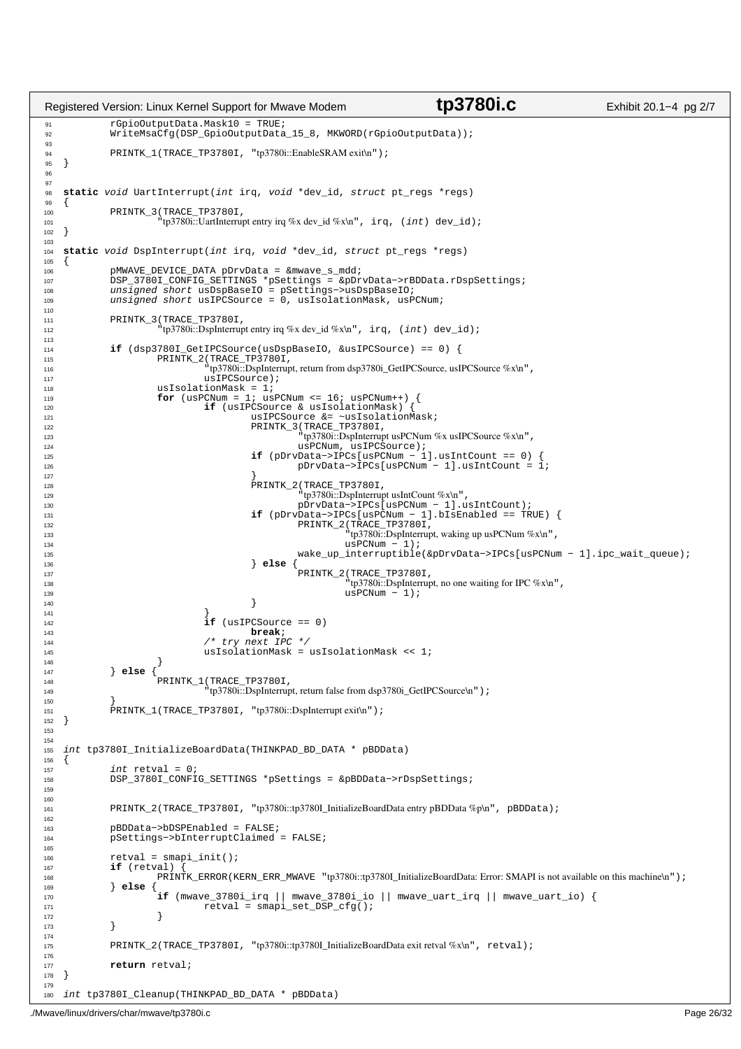```c
		rGpioOutputData.Mask10 = TRUE;
		WriteMsaCfg(DSP_GpioOutputData_15_8, MKWORD(rGpioOutputData));

		PRINTK_1(TRACE_TP3780I, "tp3780i::EnableSRAM exit\n");
}


static void UartInterrupt(int irq, void *dev_id, struct pt_regs *regs)
{
		PRINTK_3(TRACE_TP3780I,
			"tp3780i::UartInterrupt entry irq %x dev_id %x\n", irq, (int) dev_id);
}

static void DspInterrupt(int irq, void *dev_id, struct pt_regs *regs)
{
		pMWAVE_DEVICE_DATA pDrvData = &mwave_s_mdd;
		DSP_3780I_CONFIG_SETTINGS *pSettings = &pDrvData->rBDData.rDspSettings;
		unsigned short usDspBaseIO = pSettings->usDspBaseIO;
		unsigned short usIPCSource = 0, usIsolationMask, usPCNum;

		PRINTK_3(TRACE_TP3780I,
			"tp3780i::DspInterrupt entry irq %x dev_id %x\n", irq, (int) dev_id);

		if (dsp3780I_GetIPCSource(usDspBaseIO, &usIPCSource) == 0) {
			PRINTK_2(TRACE_TP3780I,
				"tp3780i::DspInterrupt, return from dsp3780i_GetIPCSource, usIPCSource %x\n",
				usIPCSource);
			usIsolationMask = 1;
			for (usPCNum = 1; usPCNum <= 16; usPCNum++) {
				if (usIPCSource & usIsolationMask) {
					usIPCSource &= ~usIsolationMask;
					PRINTK_3(TRACE_TP3780I,
						"tp3780i::DspInterrupt usPCNum %x usIPCSource %x\n",
						usPCNum, usIPCSource);
					if (pDrvData->IPCs[usPCNum - 1].usIntCount == 0) {
						pDrvData->IPCs[usPCNum - 1].usIntCount = 1;
					}
					PRINTK_2(TRACE_TP3780I,
						"tp3780i::DspInterrupt usIntCount %x\n",
						pDrvData->IPCs[usPCNum - 1].usIntCount);
					if (pDrvData->IPCs[usPCNum - 1].bIsEnabled == TRUE) {
						PRINTK_2(TRACE_TP3780I,
							"tp3780i::DspInterrupt, waking up usPCNum %x\n",
							usPCNum - 1);
						wake_up_interruptible(&pDrvData->IPCs[usPCNum - 1].ipc_wait_queue);
					} else {
						PRINTK_2(TRACE_TP3780I,
							"tp3780i::DspInterrupt, no one waiting for IPC %x\n",
							usPCNum - 1);
					}
				}
				if (usIPCSource == 0)
					break;
				/* try next IPC */
				usIsolationMask = usIsolationMask << 1;
			}
		} else {
			PRINTK_1(TRACE_TP3780I,
				"tp3780i::DspInterrupt, return false from dsp3780i_GetIPCSource\n");
		}
		PRINTK_1(TRACE_TP3780I, "tp3780i::DspInterrupt exit\n");
}


int tp3780I_InitializeBoardData(THINKPAD_BD_DATA * pBDData)
{
		int retval = 0;
		DSP_3780I_CONFIG_SETTINGS *pSettings = &pBDData->rDspSettings;


		PRINTK_2(TRACE_TP3780I, "tp3780i::tp3780I_InitializeBoardData entry pBDData %p\n", pBDData);

		pBDData->bDSPEnabled = FALSE;
		pSettings->bInterruptClaimed = FALSE;

		retval = smapi_init();
		if (retval) {
			PRINTK_ERROR(KERN_ERR_MWAVE "tp3780i::tp3780I_InitializeBoardData: Error: SMAPI is not available on this machine\n");
		} else {
			if (mwave_3780i_irq || mwave_3780i_io || mwave_uart_irq || mwave_uart_io) {
				retval = smapi_set_DSP_cfg();
			}
		}

		PRINTK_2(TRACE_TP3780I, "tp3780i::tp3780I_InitializeBoardData exit retval %x\n", retval);

		return retval;
}

int tp3780I_Cleanup(THINKPAD_BD_DATA * pBDData)
```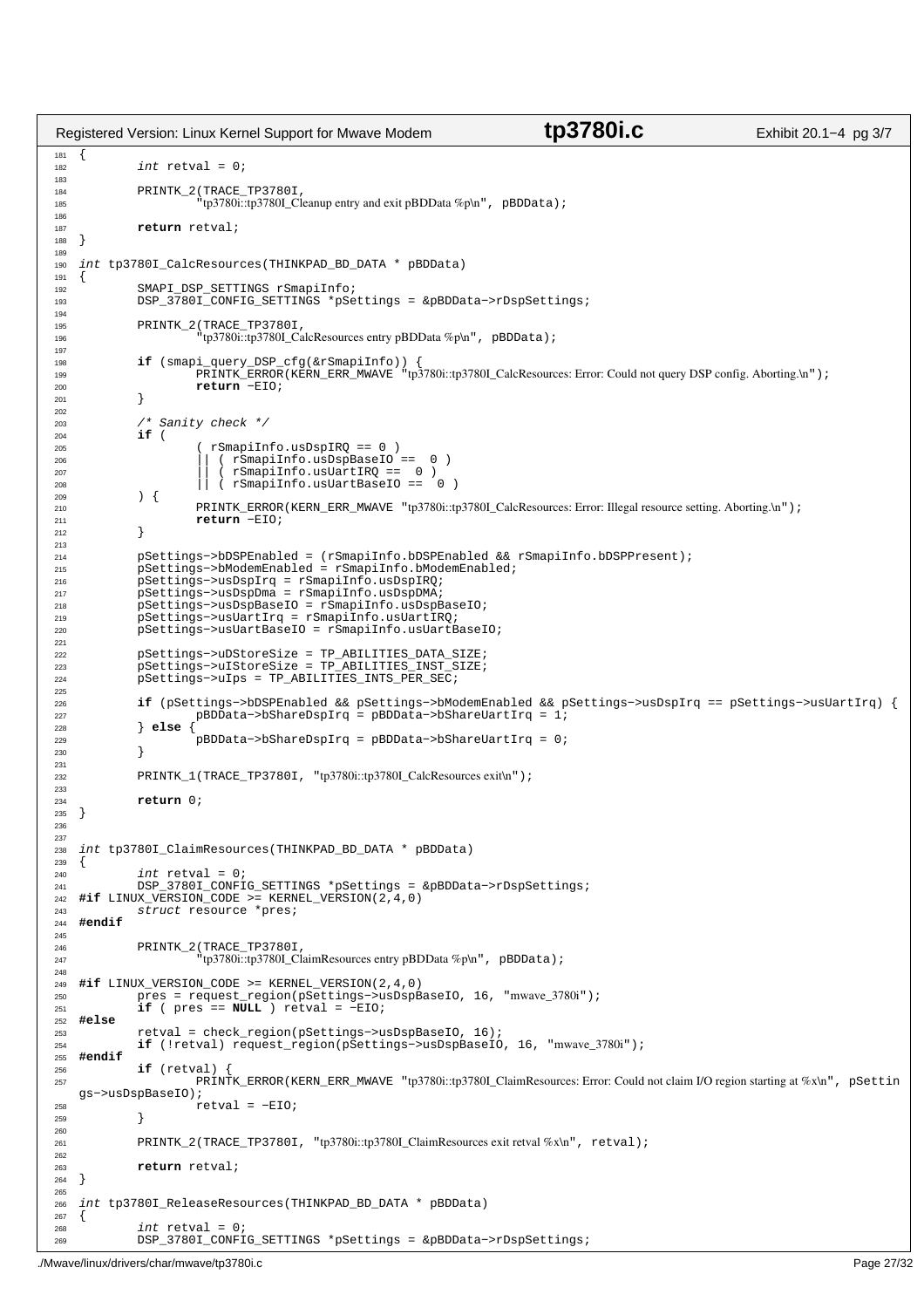```c
{
	int retval = 0;

	PRINTK_2(TRACE_TP3780I,
		"tp3780i::tp3780I_Cleanup entry and exit pBDData %p\n", pBDData);

	return retval;
}

int tp3780I_CalcResources(THINKPAD_BD_DATA * pBDData)
{
	SMAPI_DSP_SETTINGS rSmapiInfo;
	DSP_3780I_CONFIG_SETTINGS *pSettings = &pBDData->rDspSettings;

	PRINTK_2(TRACE_TP3780I,
		"tp3780i::tp3780I_CalcResources entry pBDData %p\n", pBDData);

	if (smapi_query_DSP_cfg(&rSmapiInfo)) {
		PRINTK_ERROR(KERN_ERR_MWAVE "tp3780i::tp3780I_CalcResources: Error: Could not query DSP config. Aborting.\n");
		return -EIO;
	}

	/* Sanity check */
	if (
		( rSmapiInfo.usDspIRQ == 0 )
		|| ( rSmapiInfo.usDspBaseIO ==  0 )
		|| ( rSmapiInfo.usUartIRQ ==  0 )
		|| ( rSmapiInfo.usUartBaseIO ==  0 )
	) {
		PRINTK_ERROR(KERN_ERR_MWAVE "tp3780i::tp3780I_CalcResources: Error: Illegal resource setting. Aborting.\n");
		return -EIO;
	}

	pSettings->bDSPEnabled = (rSmapiInfo.bDSPEnabled && rSmapiInfo.bDSPPresent);
	pSettings->bModemEnabled = rSmapiInfo.bModemEnabled;
	pSettings->usDspIrq = rSmapiInfo.usDspIRQ;
	pSettings->usDspDma = rSmapiInfo.usDspDMA;
	pSettings->usDspBaseIO = rSmapiInfo.usDspBaseIO;
	pSettings->usUartIrq = rSmapiInfo.usUartIRQ;
	pSettings->usUartBaseIO = rSmapiInfo.usUartBaseIO;

	pSettings->uDStoreSize = TP_ABILITIES_DATA_SIZE;
	pSettings->uIStoreSize = TP_ABILITIES_INST_SIZE;
	pSettings->uIps = TP_ABILITIES_INTS_PER_SEC;

	if (pSettings->bDSPEnabled && pSettings->bModemEnabled && pSettings->usDspIrq == pSettings->usUartIrq) {
		pBDData->bShareDspIrq = pBDData->bShareUartIrq = 1;
	} else {
		pBDData->bShareDspIrq = pBDData->bShareUartIrq = 0;
	}

	PRINTK_1(TRACE_TP3780I, "tp3780i::tp3780I_CalcResources exit\n");

	return 0;
}


int tp3780I_ClaimResources(THINKPAD_BD_DATA * pBDData)
{
	int retval = 0;
	DSP_3780I_CONFIG_SETTINGS *pSettings = &pBDData->rDspSettings;
#if LINUX_VERSION_CODE >= KERNEL_VERSION(2,4,0)
	struct resource *pres;
#endif

	PRINTK_2(TRACE_TP3780I,
		"tp3780i::tp3780I_ClaimResources entry pBDData %p\n", pBDData);

#if LINUX_VERSION_CODE >= KERNEL_VERSION(2,4,0)
	pres = request_region(pSettings->usDspBaseIO, 16, "mwave_3780i");
	if ( pres == NULL ) retval = -EIO;
#else
	retval = check_region(pSettings->usDspBaseIO, 16);
	if (!retval) request_region(pSettings->usDspBaseIO, 16, "mwave_3780i");
#endif
	if (retval) {
		PRINTK_ERROR(KERN_ERR_MWAVE "tp3780i::tp3780I_ClaimResources: Error: Could not claim I/O region starting at %x\n", pSettin
gs->usDspBaseIO);
		retval = -EIO;
	}

	PRINTK_2(TRACE_TP3780I, "tp3780i::tp3780I_ClaimResources exit retval %x\n", retval);

	return retval;
}

int tp3780I_ReleaseResources(THINKPAD_BD_DATA * pBDData)
{
	int retval = 0;
	DSP_3780I_CONFIG_SETTINGS *pSettings = &pBDData->rDspSettings;
```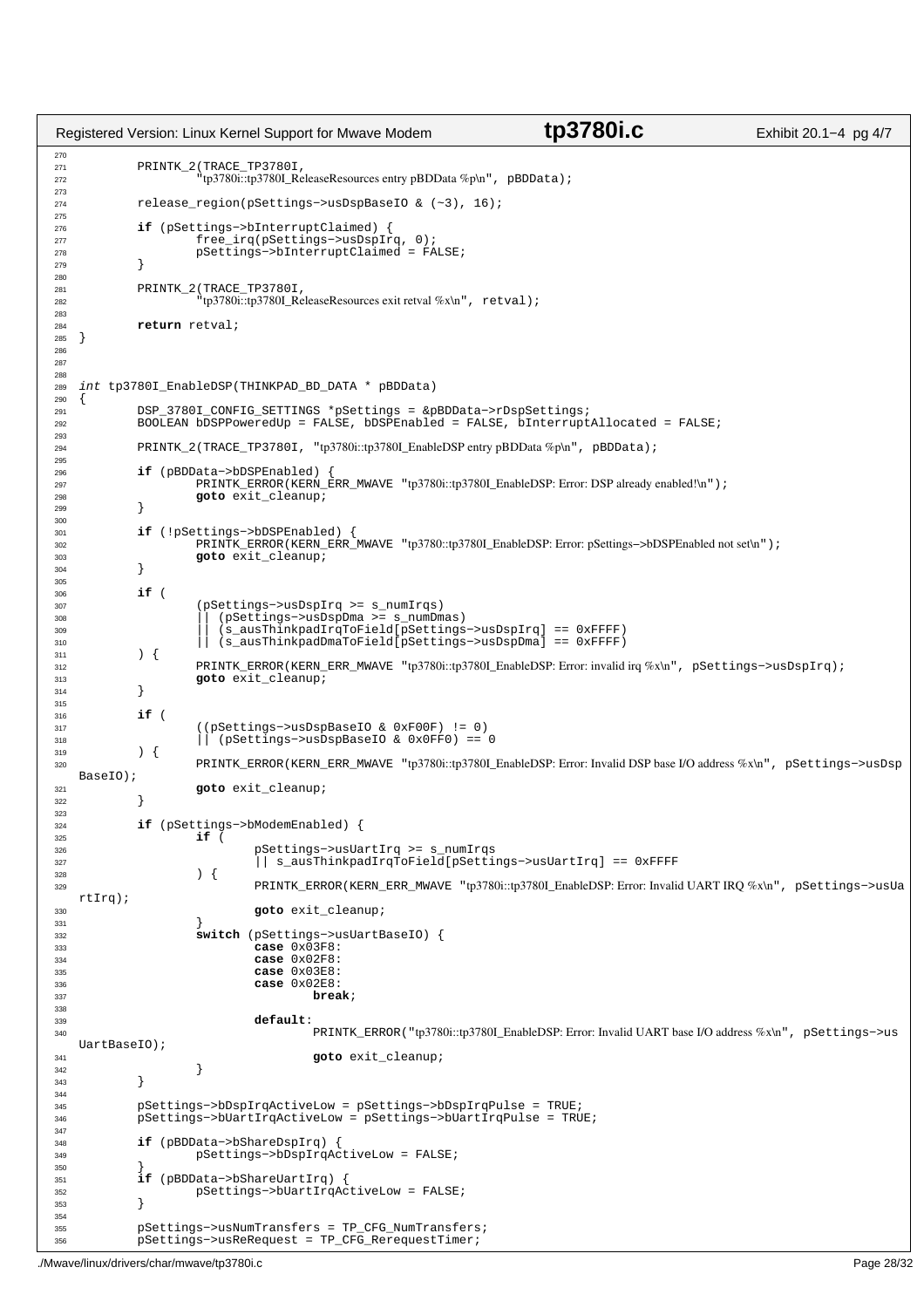```c
	PRINTK_2(TRACE_TP3780I,
		"tp3780i::tp3780I_ReleaseResources entry pBDData %p\n", pBDData);

	release_region(pSettings->usDspBaseIO & (~3), 16);

	if (pSettings->bInterruptClaimed) {
		free_irq(pSettings->usDspIrq, 0);
		pSettings->bInterruptClaimed = FALSE;
	}

	PRINTK_2(TRACE_TP3780I,
		"tp3780i::tp3780I_ReleaseResources exit retval %x\n", retval);

	return retval;
}



int tp3780I_EnableDSP(THINKPAD_BD_DATA * pBDData)
{
	DSP_3780I_CONFIG_SETTINGS *pSettings = &pBDData->rDspSettings;
	BOOLEAN bDSPPoweredUp = FALSE, bDSPEnabled = FALSE, bInterruptAllocated = FALSE;

	PRINTK_2(TRACE_TP3780I, "tp3780i::tp3780I_EnableDSP entry pBDData %p\n", pBDData);

	if (pBDData->bDSPEnabled) {
		PRINTK_ERROR(KERN_ERR_MWAVE "tp3780i::tp3780I_EnableDSP: Error: DSP already enabled!\n");
		goto exit_cleanup;
	}

	if (!pSettings->bDSPEnabled) {
		PRINTK_ERROR(KERN_ERR_MWAVE "tp3780::tp3780I_EnableDSP: Error: pSettings->bDSPEnabled not set\n");
		goto exit_cleanup;
	}

	if (
		(pSettings->usDspIrq >= s_numIrqs)
		|| (pSettings->usDspDma >= s_numDmas)
		|| (s_ausThinkpadIrqToField[pSettings->usDspIrq] == 0xFFFF)
		|| (s_ausThinkpadDmaToField[pSettings->usDspDma] == 0xFFFF)
	) {
		PRINTK_ERROR(KERN_ERR_MWAVE "tp3780i::tp3780I_EnableDSP: Error: invalid irq %x\n", pSettings->usDspIrq);
		goto exit_cleanup;
	}

	if (
		((pSettings->usDspBaseIO & 0xF00F) != 0)
		|| (pSettings->usDspBaseIO & 0x0FF0) == 0
	) {
		PRINTK_ERROR(KERN_ERR_MWAVE "tp3780i::tp3780I_EnableDSP: Error: Invalid DSP base I/O address %x\n", pSettings->usDspBaseIO);
		goto exit_cleanup;
	}

	if (pSettings->bModemEnabled) {
		if (
			pSettings->usUartIrq >= s_numIrqs
			|| s_ausThinkpadIrqToField[pSettings->usUartIrq] == 0xFFFF
		) {
			PRINTK_ERROR(KERN_ERR_MWAVE "tp3780i::tp3780I_EnableDSP: Error: Invalid UART IRQ %x\n", pSettings->usUartIrq);
			goto exit_cleanup;
		}
		switch (pSettings->usUartBaseIO) {
			case 0x03F8:
			case 0x02F8:
			case 0x03E8:
			case 0x02E8:
				break;

			default:
				PRINTK_ERROR("tp3780i::tp3780I_EnableDSP: Error: Invalid UART base I/O address %x\n", pSettings->usUartBaseIO);
				goto exit_cleanup;
		}
	}

	pSettings->bDspIrqActiveLow = pSettings->bDspIrqPulse = TRUE;
	pSettings->bUartIrqActiveLow = pSettings->bUartIrqPulse = TRUE;

	if (pBDData->bShareDspIrq) {
		pSettings->bDspIrqActiveLow = FALSE;
	}
	if (pBDData->bShareUartIrq) {
		pSettings->bUartIrqActiveLow = FALSE;
	}

	pSettings->usNumTransfers = TP_CFG_NumTransfers;
	pSettings->usReRequest = TP_CFG_RerequestTimer;
```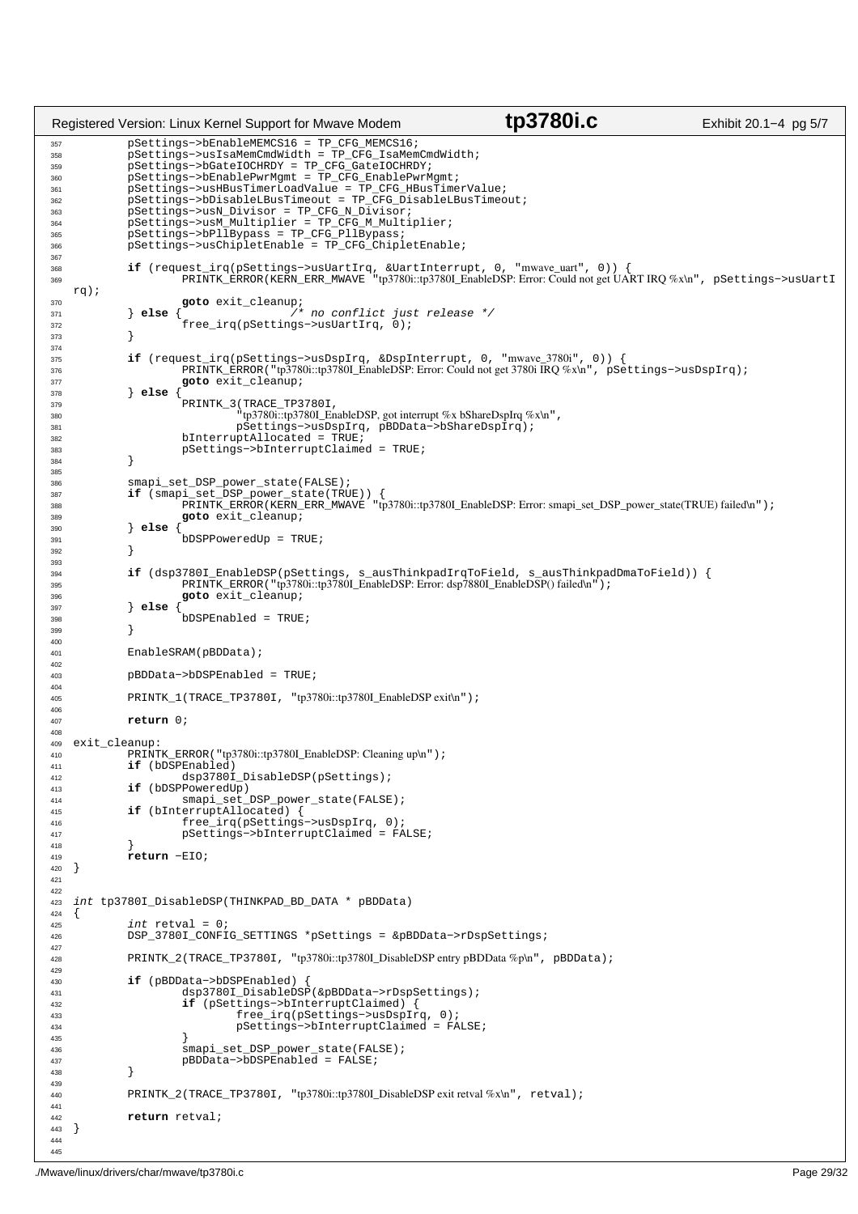```c
        pSettings->bEnableMEMCS16 = TP_CFG_MEMCS16;
        pSettings->usIsaMemCmdWidth = TP_CFG_IsaMemCmdWidth;
        pSettings->bGateIOCHRDY = TP_CFG_GateIOCHRDY;
        pSettings->bEnablePwrMgmt = TP_CFG_EnablePwrMgmt;
        pSettings->usHBusTimerLoadValue = TP_CFG_HBusTimerValue;
        pSettings->bDisableLBusTimeout = TP_CFG_DisableLBusTimeout;
        pSettings->usN_Divisor = TP_CFG_N_Divisor;
        pSettings->usM_Multiplier = TP_CFG_M_Multiplier;
        pSettings->bPllBypass = TP_CFG_PllBypass;
        pSettings->usChipletEnable = TP_CFG_ChipletEnable;

        if (request_irq(pSettings->usUartIrq, &UartInterrupt, 0, "mwave_uart", 0)) {
                PRINTK_ERROR(KERN_ERR_MWAVE "tp3780i::tp3780I_EnableDSP: Error: Could not get UART IRQ %x\n", pSettings->usUartIrq);
                goto exit_cleanup;
        } else {                /* no conflict just release */
                free_irq(pSettings->usUartIrq, 0);
        }

        if (request_irq(pSettings->usDspIrq, &DspInterrupt, 0, "mwave_3780i", 0)) {
                PRINTK_ERROR("tp3780i::tp3780I_EnableDSP: Error: Could not get 3780i IRQ %x\n", pSettings->usDspIrq);
                goto exit_cleanup;
        } else {
                PRINTK_3(TRACE_TP3780I,
                        "tp3780i::tp3780I_EnableDSP, got interrupt %x bShareDspIrq %x\n",
                        pSettings->usDspIrq, pBDData->bShareDspIrq);
                bInterruptAllocated = TRUE;
                pSettings->bInterruptClaimed = TRUE;
        }

        smapi_set_DSP_power_state(FALSE);
        if (smapi_set_DSP_power_state(TRUE)) {
                PRINTK_ERROR(KERN_ERR_MWAVE "tp3780i::tp3780I_EnableDSP: Error: smapi_set_DSP_power_state(TRUE) failed\n");
                goto exit_cleanup;
        } else {
                bDSPPoweredUp = TRUE;
        }

        if (dsp3780I_EnableDSP(pSettings, s_ausThinkpadIrqToField, s_ausThinkpadDmaToField)) {
                PRINTK_ERROR("tp3780i::tp3780I_EnableDSP: Error: dsp7880I_EnableDSP() failed\n");
                goto exit_cleanup;
        } else {
                bDSPEnabled = TRUE;
        }

        EnableSRAM(pBDData);

        pBDData->bDSPEnabled = TRUE;

        PRINTK_1(TRACE_TP3780I, "tp3780i::tp3780I_EnableDSP exit\n");

        return 0;

exit_cleanup:
        PRINTK_ERROR("tp3780i::tp3780I_EnableDSP: Cleaning up\n");
        if (bDSPEnabled)
                dsp3780I_DisableDSP(pSettings);
        if (bDSPPoweredUp)
                smapi_set_DSP_power_state(FALSE);
        if (bInterruptAllocated) {
                free_irq(pSettings->usDspIrq, 0);
                pSettings->bInterruptClaimed = FALSE;
        }
        return -EIO;
}


int tp3780I_DisableDSP(THINKPAD_BD_DATA * pBDData)
{
        int retval = 0;
        DSP_3780I_CONFIG_SETTINGS *pSettings = &pBDData->rDspSettings;

        PRINTK_2(TRACE_TP3780I, "tp3780i::tp3780I_DisableDSP entry pBDData %p\n", pBDData);

        if (pBDData->bDSPEnabled) {
                dsp3780I_DisableDSP(&pBDData->rDspSettings);
                if (pSettings->bInterruptClaimed) {
                        free_irq(pSettings->usDspIrq, 0);
                        pSettings->bInterruptClaimed = FALSE;
                }
                smapi_set_DSP_power_state(FALSE);
                pBDData->bDSPEnabled = FALSE;
        }

        PRINTK_2(TRACE_TP3780I, "tp3780i::tp3780I_DisableDSP exit retval %x\n", retval);

        return retval;
}
```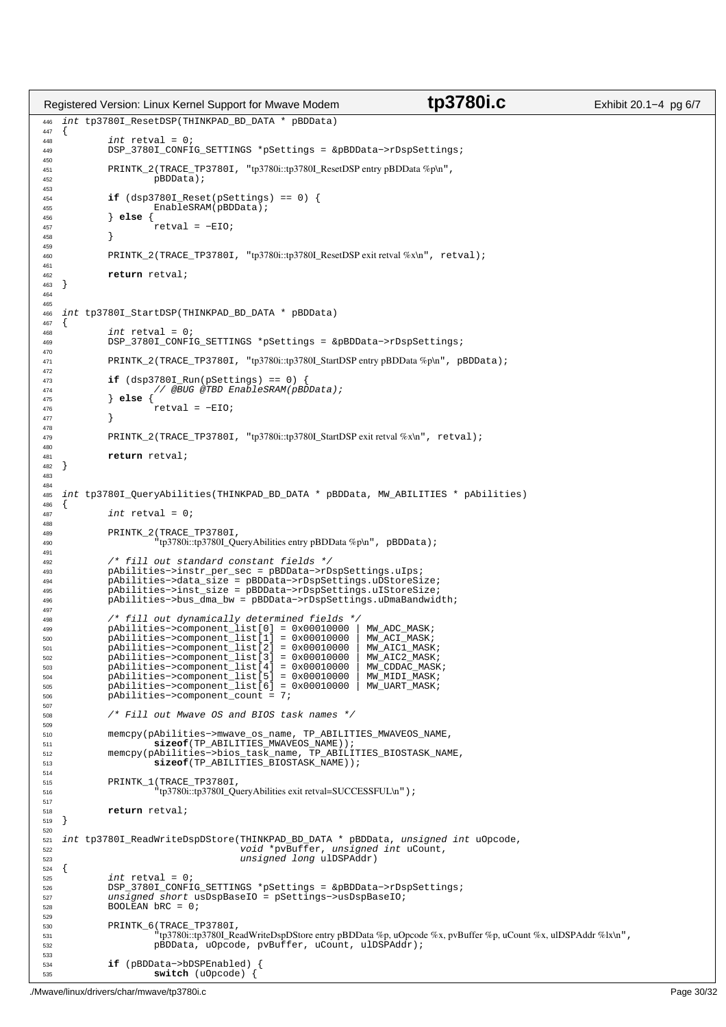```c
int tp3780I_ResetDSP(THINKPAD_BD_DATA * pBDData)
{
	int retval = 0;
	DSP_3780I_CONFIG_SETTINGS *pSettings = &pBDData->rDspSettings;

	PRINTK_2(TRACE_TP3780I, "tp3780i::tp3780I_ResetDSP entry pBDData %p\n",
		pBDData);

	if (dsp3780I_Reset(pSettings) == 0) {
		EnableSRAM(pBDData);
	} else {
		retval = -EIO;
	}

	PRINTK_2(TRACE_TP3780I, "tp3780i::tp3780I_ResetDSP exit retval %x\n", retval);

	return retval;
}


int tp3780I_StartDSP(THINKPAD_BD_DATA * pBDData)
{
	int retval = 0;
	DSP_3780I_CONFIG_SETTINGS *pSettings = &pBDData->rDspSettings;

	PRINTK_2(TRACE_TP3780I, "tp3780i::tp3780I_StartDSP entry pBDData %p\n", pBDData);

	if (dsp3780I_Run(pSettings) == 0) {
		// @BUG @TBD EnableSRAM(pBDData);
	} else {
		retval = -EIO;
	}

	PRINTK_2(TRACE_TP3780I, "tp3780i::tp3780I_StartDSP exit retval %x\n", retval);

	return retval;
}


int tp3780I_QueryAbilities(THINKPAD_BD_DATA * pBDData, MW_ABILITIES * pAbilities)
{
	int retval = 0;

	PRINTK_2(TRACE_TP3780I,
		"tp3780i::tp3780I_QueryAbilities entry pBDData %p\n", pBDData);

	/* fill out standard constant fields */
	pAbilities->instr_per_sec = pBDData->rDspSettings.uIps;
	pAbilities->data_size = pBDData->rDspSettings.uDStoreSize;
	pAbilities->inst_size = pBDData->rDspSettings.uIStoreSize;
	pAbilities->bus_dma_bw = pBDData->rDspSettings.uDmaBandwidth;

	/* fill out dynamically determined fields */
	pAbilities->component_list[0] = 0x00010000 | MW_ADC_MASK;
	pAbilities->component_list[1] = 0x00010000 | MW_ACI_MASK;
	pAbilities->component_list[2] = 0x00010000 | MW_AIC1_MASK;
	pAbilities->component_list[3] = 0x00010000 | MW_AIC2_MASK;
	pAbilities->component_list[4] = 0x00010000 | MW_CDDAC_MASK;
	pAbilities->component_list[5] = 0x00010000 | MW_MIDI_MASK;
	pAbilities->component_list[6] = 0x00010000 | MW_UART_MASK;
	pAbilities->component_count = 7;

	/* Fill out Mwave OS and BIOS task names */

	memcpy(pAbilities->mwave_os_name, TP_ABILITIES_MWAVEOS_NAME,
		sizeof(TP_ABILITIES_MWAVEOS_NAME));
	memcpy(pAbilities->bios_task_name, TP_ABILITIES_BIOSTASK_NAME,
		sizeof(TP_ABILITIES_BIOSTASK_NAME));

	PRINTK_1(TRACE_TP3780I,
		"tp3780i::tp3780I_QueryAbilities exit retval=SUCCESSFUL\n");

	return retval;
}

int tp3780I_ReadWriteDspDStore(THINKPAD_BD_DATA * pBDData, unsigned int uOpcode,
				void *pvBuffer, unsigned int uCount,
				unsigned long ulDSPAddr)
{
	int retval = 0;
	DSP_3780I_CONFIG_SETTINGS *pSettings = &pBDData->rDspSettings;
	unsigned short usDspBaseIO = pSettings->usDspBaseIO;
	BOOLEAN bRC = 0;

	PRINTK_6(TRACE_TP3780I,
		"tp3780i::tp3780I_ReadWriteDspDStore entry pBDData %p, uOpcode %x, pvBuffer %p, uCount %x, ulDSPAddr %lx\n",
		pBDData, uOpcode, pvBuffer, uCount, ulDSPAddr);

	if (pBDData->bDSPEnabled) {
		switch (uOpcode) {
```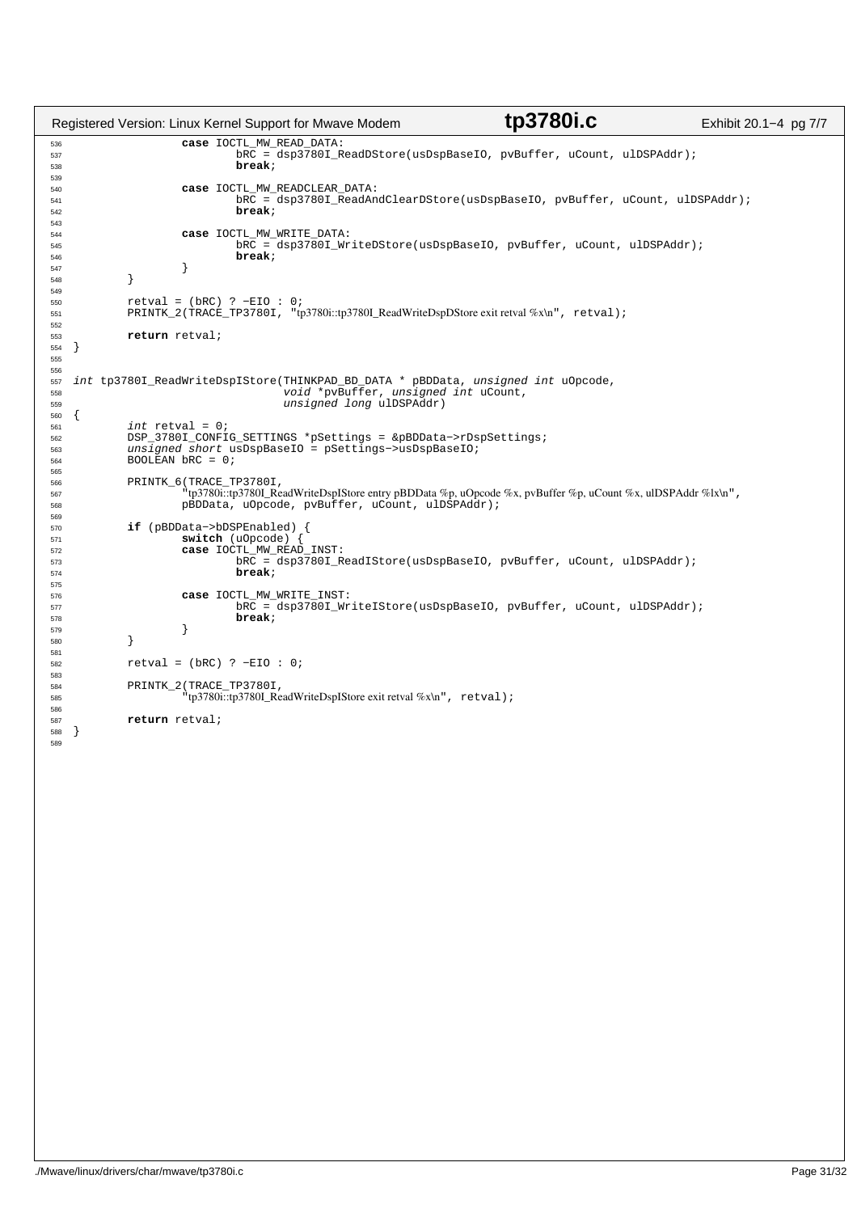```c
                case IOCTL_MW_READ_DATA:
                        bRC = dsp3780I_ReadDStore(usDspBaseIO, pvBuffer, uCount, ulDSPAddr);
                        break;

                case IOCTL_MW_READCLEAR_DATA:
                        bRC = dsp3780I_ReadAndClearDStore(usDspBaseIO, pvBuffer, uCount, ulDSPAddr);
                        break;

                case IOCTL_MW_WRITE_DATA:
                        bRC = dsp3780I_WriteDStore(usDspBaseIO, pvBuffer, uCount, ulDSPAddr);
                        break;
                }
        }

        retval = (bRC) ? -EIO : 0;
        PRINTK_2(TRACE_TP3780I, "tp3780i::tp3780I_ReadWriteDspDStore exit retval %x\n", retval);

        return retval;
}


int tp3780I_ReadWriteDspIStore(THINKPAD_BD_DATA * pBDData, unsigned int uOpcode,
                               void *pvBuffer, unsigned int uCount,
                               unsigned long ulDSPAddr)
{
        int retval = 0;
        DSP_3780I_CONFIG_SETTINGS *pSettings = &pBDData->rDspSettings;
        unsigned short usDspBaseIO = pSettings->usDspBaseIO;
        BOOLEAN bRC = 0;

        PRINTK_6(TRACE_TP3780I,
                "tp3780i::tp3780I_ReadWriteDspIStore entry pBDData %p, uOpcode %x, pvBuffer %p, uCount %x, ulDSPAddr %lx\n",
                pBDData, uOpcode, pvBuffer, uCount, ulDSPAddr);

        if (pBDData->bDSPEnabled) {
                switch (uOpcode) {
                case IOCTL_MW_READ_INST:
                        bRC = dsp3780I_ReadIStore(usDspBaseIO, pvBuffer, uCount, ulDSPAddr);
                        break;

                case IOCTL_MW_WRITE_INST:
                        bRC = dsp3780I_WriteIStore(usDspBaseIO, pvBuffer, uCount, ulDSPAddr);
                        break;
                }
        }

        retval = (bRC) ? -EIO : 0;

        PRINTK_2(TRACE_TP3780I,
                "tp3780i::tp3780I_ReadWriteDspIStore exit retval %x\n", retval);

        return retval;
}
```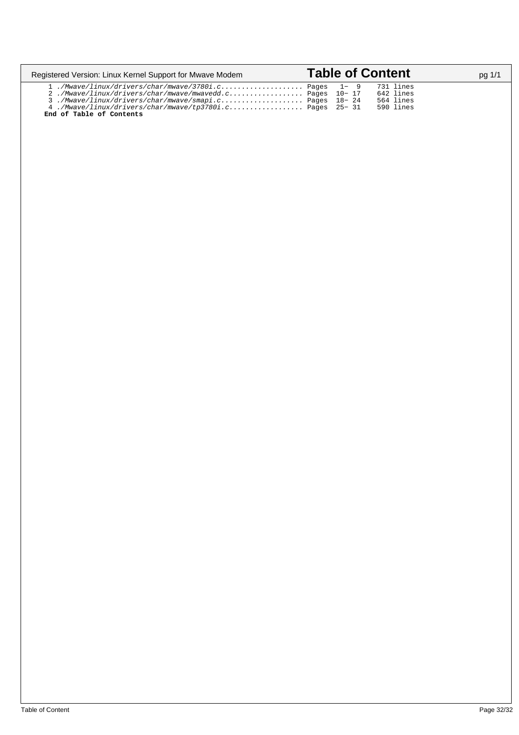# Table of Content

```
1 ./Mwave/linux/drivers/char/mwave/3780i.c.................... Pages   1- 9    731 lines
2 ./Mwave/linux/drivers/char/mwave/mwavedd.c.................. Pages  10- 17   642 lines
3 ./Mwave/linux/drivers/char/mwave/smapi.c.................... Pages  18- 24   564 lines
4 ./Mwave/linux/drivers/char/mwave/tp3780i.c.................. Pages  25- 31   590 lines
```

**End of Table of Contents**